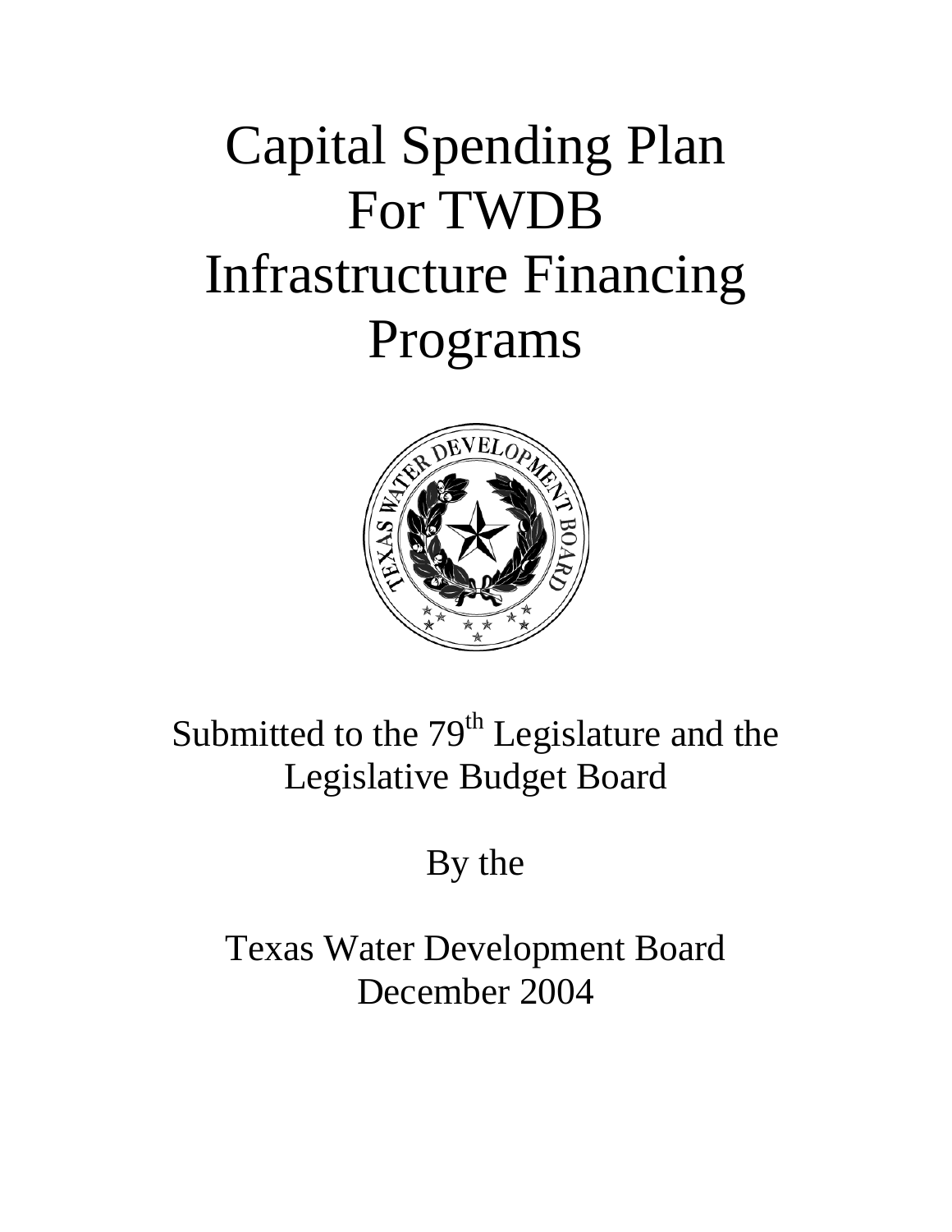# Capital Spending Plan For TWDB Infrastructure Financing Programs

Submitted to the 79th Legislature and the Legislative Budget Board

By the

Texas Water Development Board
December 2004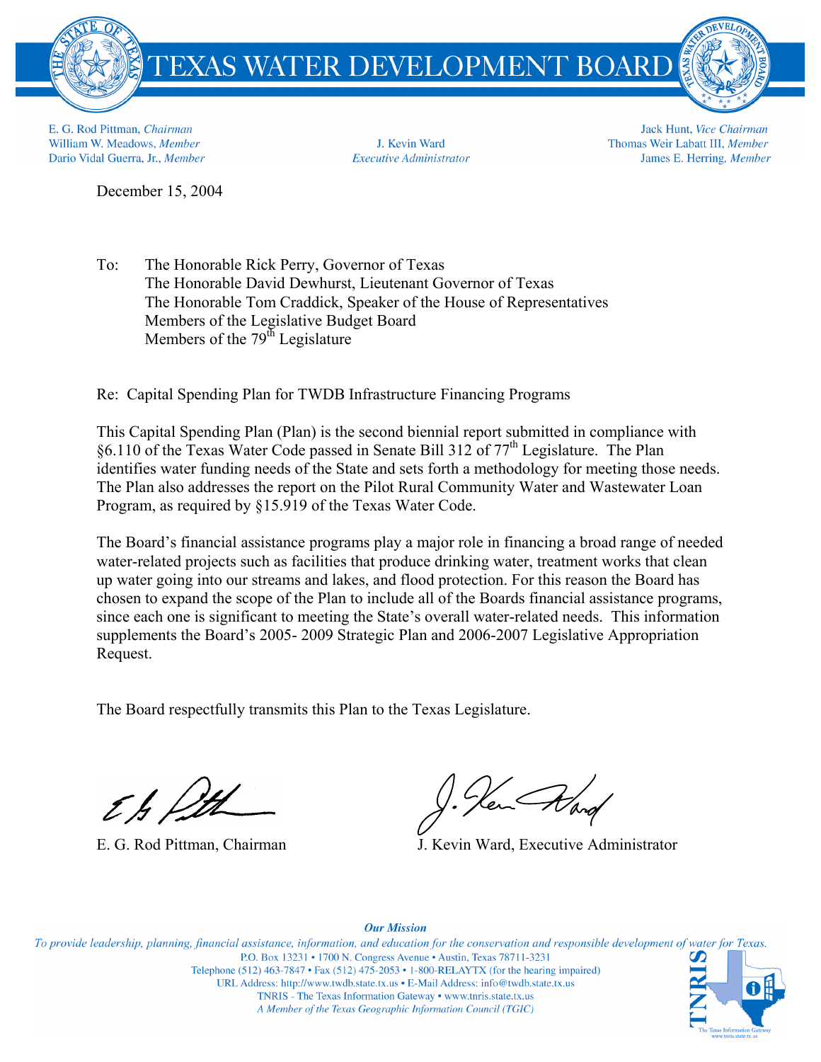# TEXAS WATER DEVELOPMENT BOARD

E. G. Rod Pittman, *Chairman*
William W. Meadows, *Member*
Dario Vidal Guerra, Jr., *Member*

J. Kevin Ward
*Executive Administrator*

Jack Hunt, *Vice Chairman*
Thomas Weir Labatt III, *Member*
James E. Herring, *Member*

December 15, 2004

To: The Honorable Rick Perry, Governor of Texas
The Honorable David Dewhurst, Lieutenant Governor of Texas
The Honorable Tom Craddick, Speaker of the House of Representatives
Members of the Legislative Budget Board
Members of the 79th Legislature

Re: Capital Spending Plan for TWDB Infrastructure Financing Programs

This Capital Spending Plan (Plan) is the second biennial report submitted in compliance with §6.110 of the Texas Water Code passed in Senate Bill 312 of 77th Legislature. The Plan identifies water funding needs of the State and sets forth a methodology for meeting those needs. The Plan also addresses the report on the Pilot Rural Community Water and Wastewater Loan Program, as required by §15.919 of the Texas Water Code.

The Board's financial assistance programs play a major role in financing a broad range of needed water-related projects such as facilities that produce drinking water, treatment works that clean up water going into our streams and lakes, and flood protection. For this reason the Board has chosen to expand the scope of the Plan to include all of the Boards financial assistance programs, since each one is significant to meeting the State's overall water-related needs. This information supplements the Board's 2005- 2009 Strategic Plan and 2006-2007 Legislative Appropriation Request.

The Board respectfully transmits this Plan to the Texas Legislature.

E. G. Rod Pittman, Chairman

J. Kevin Ward, Executive Administrator

*Our Mission*
*To provide leadership, planning, financial assistance, information, and education for the conservation and responsible development of water for Texas.*
P.O. Box 13231 • 1700 N. Congress Avenue • Austin, Texas 78711-3231
Telephone (512) 463-7847 • Fax (512) 475-2053 • 1-800-RELAYTX (for the hearing impaired)
URL Address: http://www.twdb.state.tx.us • E-Mail Address: info@twdb.state.tx.us
TNRIS - The Texas Information Gateway • www.tnris.state.tx.us
*A Member of the Texas Geographic Information Council (TGIC)*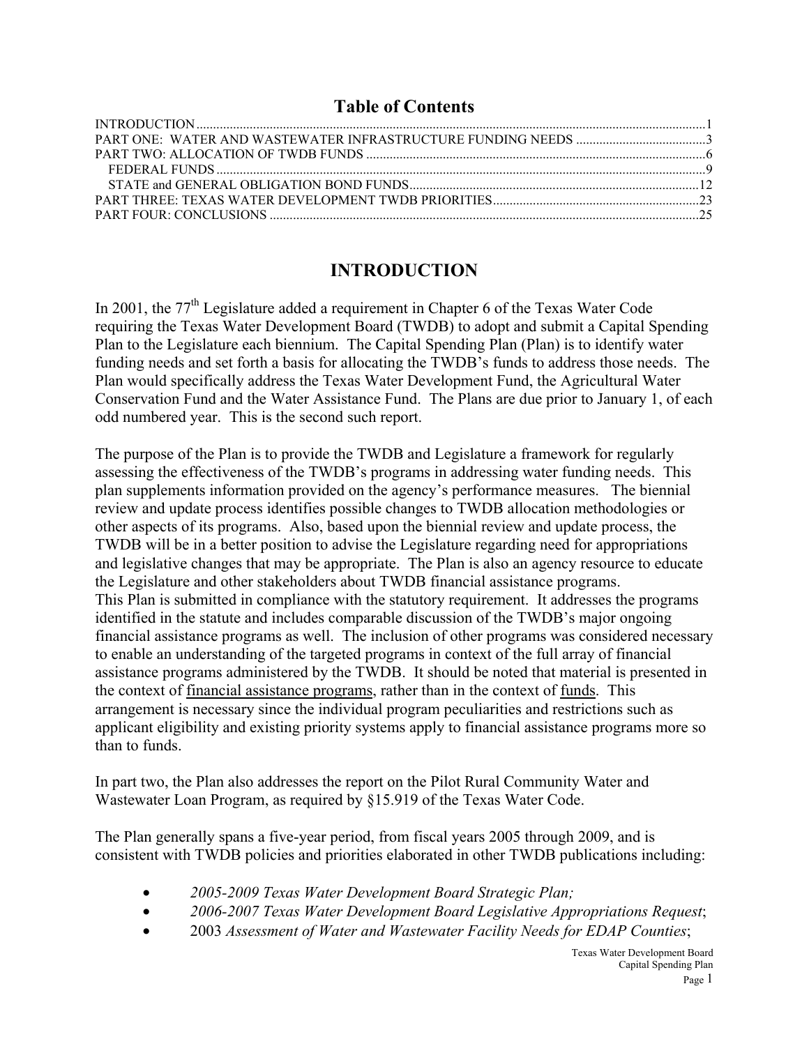# Table of Contents

INTRODUCTION ........................................................................................................................................................1
PART ONE: WATER AND WASTEWATER INFRASTRUCTURE FUNDING NEEDS ........................................3
PART TWO: ALLOCATION OF TWDB FUNDS .....................................................................................................6
FEDERAL FUNDS ...................................................................................................................................................9
STATE and GENERAL OBLIGATION BOND FUNDS.......................................................................................12
PART THREE: TEXAS WATER DEVELOPMENT TWDB PRIORITIES..............................................................23
PART FOUR: CONCLUSIONS ................................................................................................................................25

# INTRODUCTION

In 2001, the 77th Legislature added a requirement in Chapter 6 of the Texas Water Code requiring the Texas Water Development Board (TWDB) to adopt and submit a Capital Spending Plan to the Legislature each biennium. The Capital Spending Plan (Plan) is to identify water funding needs and set forth a basis for allocating the TWDB's funds to address those needs. The Plan would specifically address the Texas Water Development Fund, the Agricultural Water Conservation Fund and the Water Assistance Fund. The Plans are due prior to January 1, of each odd numbered year. This is the second such report.

The purpose of the Plan is to provide the TWDB and Legislature a framework for regularly assessing the effectiveness of the TWDB's programs in addressing water funding needs. This plan supplements information provided on the agency's performance measures. The biennial review and update process identifies possible changes to TWDB allocation methodologies or other aspects of its programs. Also, based upon the biennial review and update process, the TWDB will be in a better position to advise the Legislature regarding need for appropriations and legislative changes that may be appropriate. The Plan is also an agency resource to educate the Legislature and other stakeholders about TWDB financial assistance programs.
This Plan is submitted in compliance with the statutory requirement. It addresses the programs identified in the statute and includes comparable discussion of the TWDB's major ongoing financial assistance programs as well. The inclusion of other programs was considered necessary to enable an understanding of the targeted programs in context of the full array of financial assistance programs administered by the TWDB. It should be noted that material is presented in the context of <u>financial assistance programs</u>, rather than in the context of <u>funds</u>. This arrangement is necessary since the individual program peculiarities and restrictions such as applicant eligibility and existing priority systems apply to financial assistance programs more so than to funds.

In part two, the Plan also addresses the report on the Pilot Rural Community Water and Wastewater Loan Program, as required by §15.919 of the Texas Water Code.

The Plan generally spans a five-year period, from fiscal years 2005 through 2009, and is consistent with TWDB policies and priorities elaborated in other TWDB publications including:

- *2005-2009 Texas Water Development Board Strategic Plan;*
- *2006-2007 Texas Water Development Board Legislative Appropriations Request*;
- 2003 *Assessment of Water and Wastewater Facility Needs for EDAP Counties*;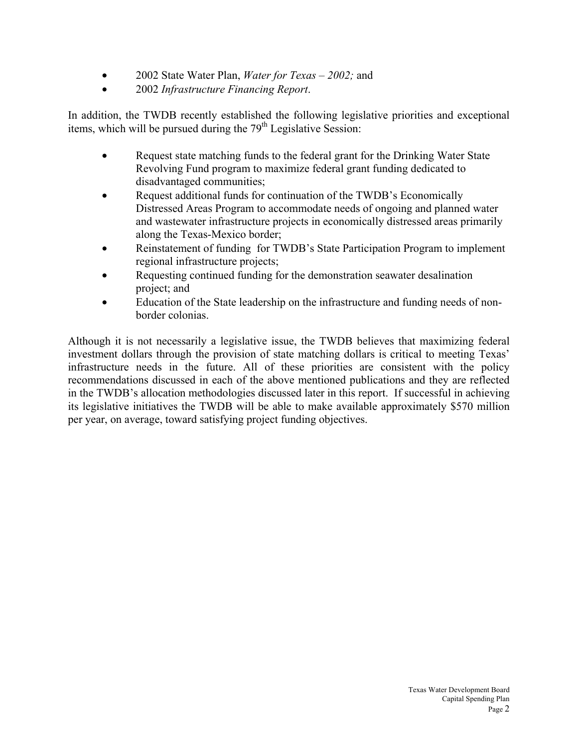- 2002 State Water Plan, *Water for Texas – 2002;* and
- 2002 *Infrastructure Financing Report*.

In addition, the TWDB recently established the following legislative priorities and exceptional items, which will be pursued during the 79th Legislative Session:

- Request state matching funds to the federal grant for the Drinking Water State Revolving Fund program to maximize federal grant funding dedicated to disadvantaged communities;
- Request additional funds for continuation of the TWDB's Economically Distressed Areas Program to accommodate needs of ongoing and planned water and wastewater infrastructure projects in economically distressed areas primarily along the Texas-Mexico border;
- Reinstatement of funding for TWDB's State Participation Program to implement regional infrastructure projects;
- Requesting continued funding for the demonstration seawater desalination project; and
- Education of the State leadership on the infrastructure and funding needs of non-border colonias.

Although it is not necessarily a legislative issue, the TWDB believes that maximizing federal investment dollars through the provision of state matching dollars is critical to meeting Texas' infrastructure needs in the future. All of these priorities are consistent with the policy recommendations discussed in each of the above mentioned publications and they are reflected in the TWDB's allocation methodologies discussed later in this report. If successful in achieving its legislative initiatives the TWDB will be able to make available approximately $570 million per year, on average, toward satisfying project funding objectives.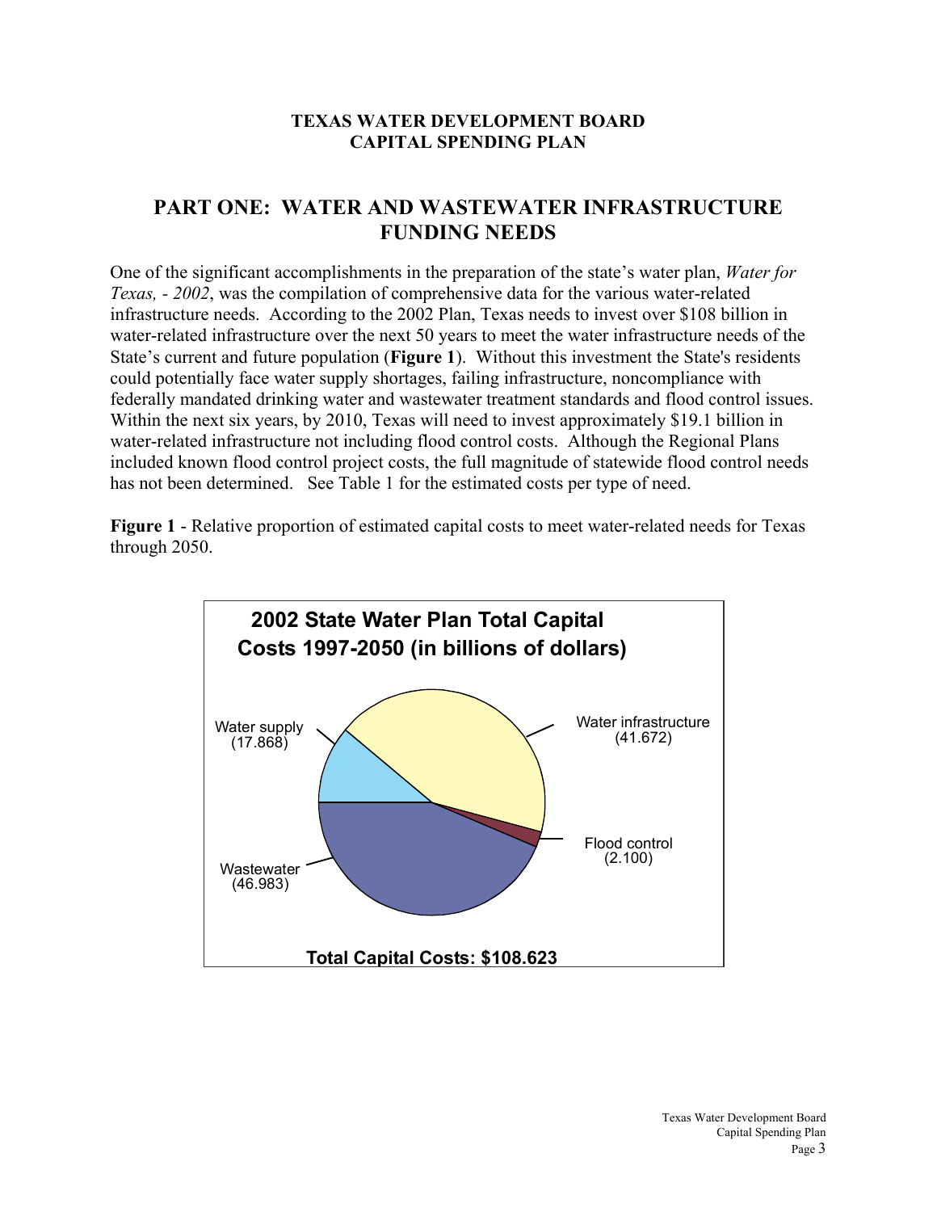**TEXAS WATER DEVELOPMENT BOARD**
**CAPITAL SPENDING PLAN**

## PART ONE: WATER AND WASTEWATER INFRASTRUCTURE FUNDING NEEDS

One of the significant accomplishments in the preparation of the state's water plan, *Water for Texas, - 2002*, was the compilation of comprehensive data for the various water-related infrastructure needs. According to the 2002 Plan, Texas needs to invest over $108 billion in water-related infrastructure over the next 50 years to meet the water infrastructure needs of the State's current and future population (**Figure 1**). Without this investment the State's residents could potentially face water supply shortages, failing infrastructure, noncompliance with federally mandated drinking water and wastewater treatment standards and flood control issues. Within the next six years, by 2010, Texas will need to invest approximately $19.1 billion in water-related infrastructure not including flood control costs. Although the Regional Plans included known flood control project costs, the full magnitude of statewide flood control needs has not been determined. See Table 1 for the estimated costs per type of need.

**Figure 1** - Relative proportion of estimated capital costs to meet water-related needs for Texas through 2050.

**2002 State Water Plan Total Capital Costs 1997-2050 (in billions of dollars)**

Water supply (17.868)

Water infrastructure (41.672)

Flood control (2.100)

Wastewater (46.983)

**Total Capital Costs: $108.623**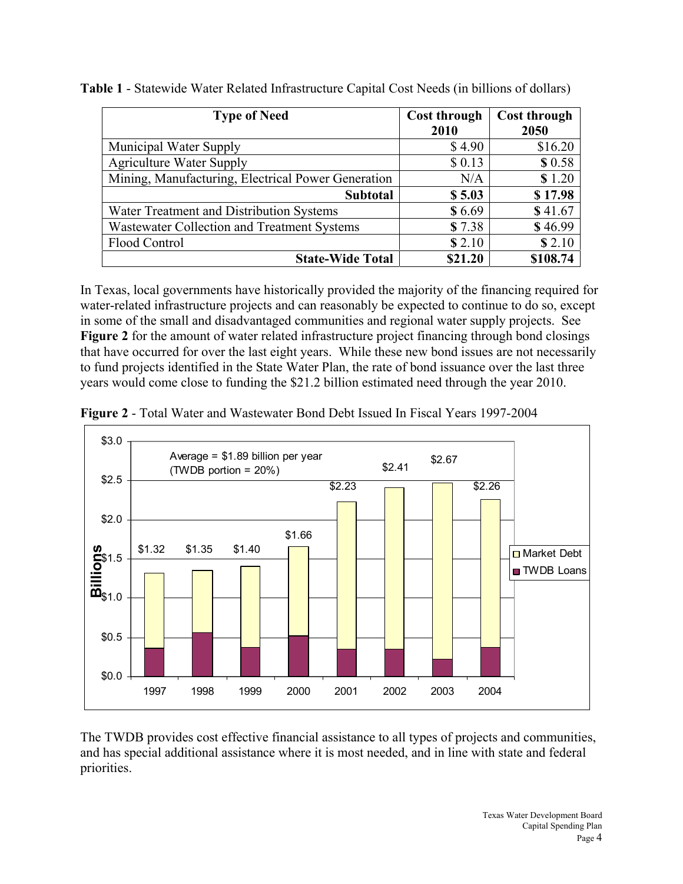**Table 1** - Statewide Water Related Infrastructure Capital Cost Needs (in billions of dollars)

| Type of Need | Cost through 2010 | Cost through 2050 |
|---|---|---|
| Municipal Water Supply | $ 4.90 | $16.20 |
| Agriculture Water Supply | $ 0.13 | $ 0.58 |
| Mining, Manufacturing, Electrical Power Generation | N/A | $ 1.20 |
| **Subtotal** | **$ 5.03** | **$ 17.98** |
| Water Treatment and Distribution Systems | $ 6.69 | $ 41.67 |
| Wastewater Collection and Treatment Systems | $ 7.38 | $ 46.99 |
| Flood Control | $ 2.10 | $ 2.10 |
| **State-Wide Total** | **$21.20** | **$108.74** |

In Texas, local governments have historically provided the majority of the financing required for water-related infrastructure projects and can reasonably be expected to continue to do so, except in some of the small and disadvantaged communities and regional water supply projects. See **Figure 2** for the amount of water related infrastructure project financing through bond closings that have occurred for over the last eight years. While these new bond issues are not necessarily to fund projects identified in the State Water Plan, the rate of bond issuance over the last three years would come close to funding the $21.2 billion estimated need through the year 2010.

**Figure 2** - Total Water and Wastewater Bond Debt Issued In Fiscal Years 1997-2004

The TWDB provides cost effective financial assistance to all types of projects and communities, and has special additional assistance where it is most needed, and in line with state and federal priorities.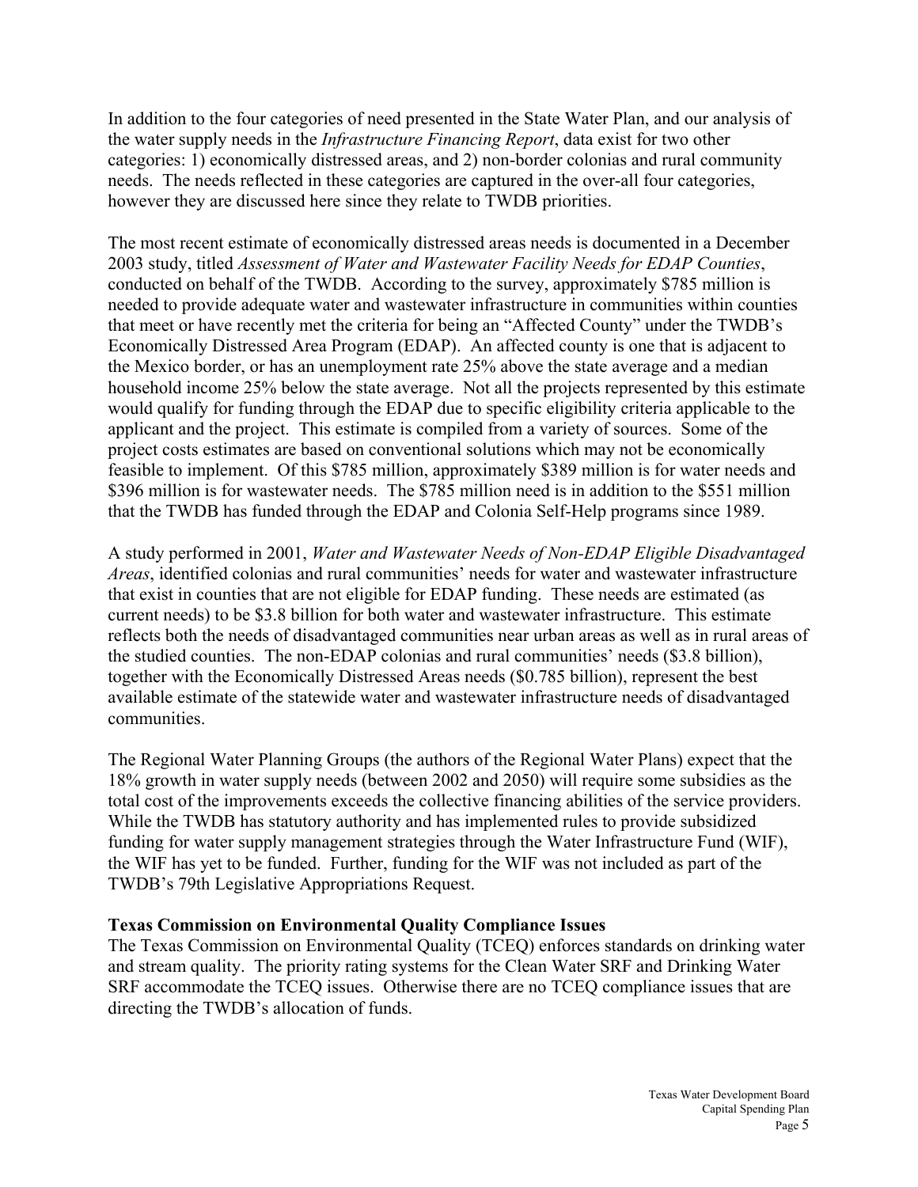In addition to the four categories of need presented in the State Water Plan, and our analysis of the water supply needs in the *Infrastructure Financing Report*, data exist for two other categories: 1) economically distressed areas, and 2) non-border colonias and rural community needs. The needs reflected in these categories are captured in the over-all four categories, however they are discussed here since they relate to TWDB priorities.

The most recent estimate of economically distressed areas needs is documented in a December 2003 study, titled *Assessment of Water and Wastewater Facility Needs for EDAP Counties*, conducted on behalf of the TWDB. According to the survey, approximately $785 million is needed to provide adequate water and wastewater infrastructure in communities within counties that meet or have recently met the criteria for being an "Affected County" under the TWDB's Economically Distressed Area Program (EDAP). An affected county is one that is adjacent to the Mexico border, or has an unemployment rate 25% above the state average and a median household income 25% below the state average. Not all the projects represented by this estimate would qualify for funding through the EDAP due to specific eligibility criteria applicable to the applicant and the project. This estimate is compiled from a variety of sources. Some of the project costs estimates are based on conventional solutions which may not be economically feasible to implement. Of this $785 million, approximately $389 million is for water needs and $396 million is for wastewater needs. The $785 million need is in addition to the $551 million that the TWDB has funded through the EDAP and Colonia Self-Help programs since 1989.

A study performed in 2001, *Water and Wastewater Needs of Non-EDAP Eligible Disadvantaged Areas*, identified colonias and rural communities' needs for water and wastewater infrastructure that exist in counties that are not eligible for EDAP funding. These needs are estimated (as current needs) to be $3.8 billion for both water and wastewater infrastructure. This estimate reflects both the needs of disadvantaged communities near urban areas as well as in rural areas of the studied counties. The non-EDAP colonias and rural communities' needs ($3.8 billion), together with the Economically Distressed Areas needs ($0.785 billion), represent the best available estimate of the statewide water and wastewater infrastructure needs of disadvantaged communities.

The Regional Water Planning Groups (the authors of the Regional Water Plans) expect that the 18% growth in water supply needs (between 2002 and 2050) will require some subsidies as the total cost of the improvements exceeds the collective financing abilities of the service providers. While the TWDB has statutory authority and has implemented rules to provide subsidized funding for water supply management strategies through the Water Infrastructure Fund (WIF), the WIF has yet to be funded. Further, funding for the WIF was not included as part of the TWDB's 79th Legislative Appropriations Request.

**Texas Commission on Environmental Quality Compliance Issues**

The Texas Commission on Environmental Quality (TCEQ) enforces standards on drinking water and stream quality. The priority rating systems for the Clean Water SRF and Drinking Water SRF accommodate the TCEQ issues. Otherwise there are no TCEQ compliance issues that are directing the TWDB's allocation of funds.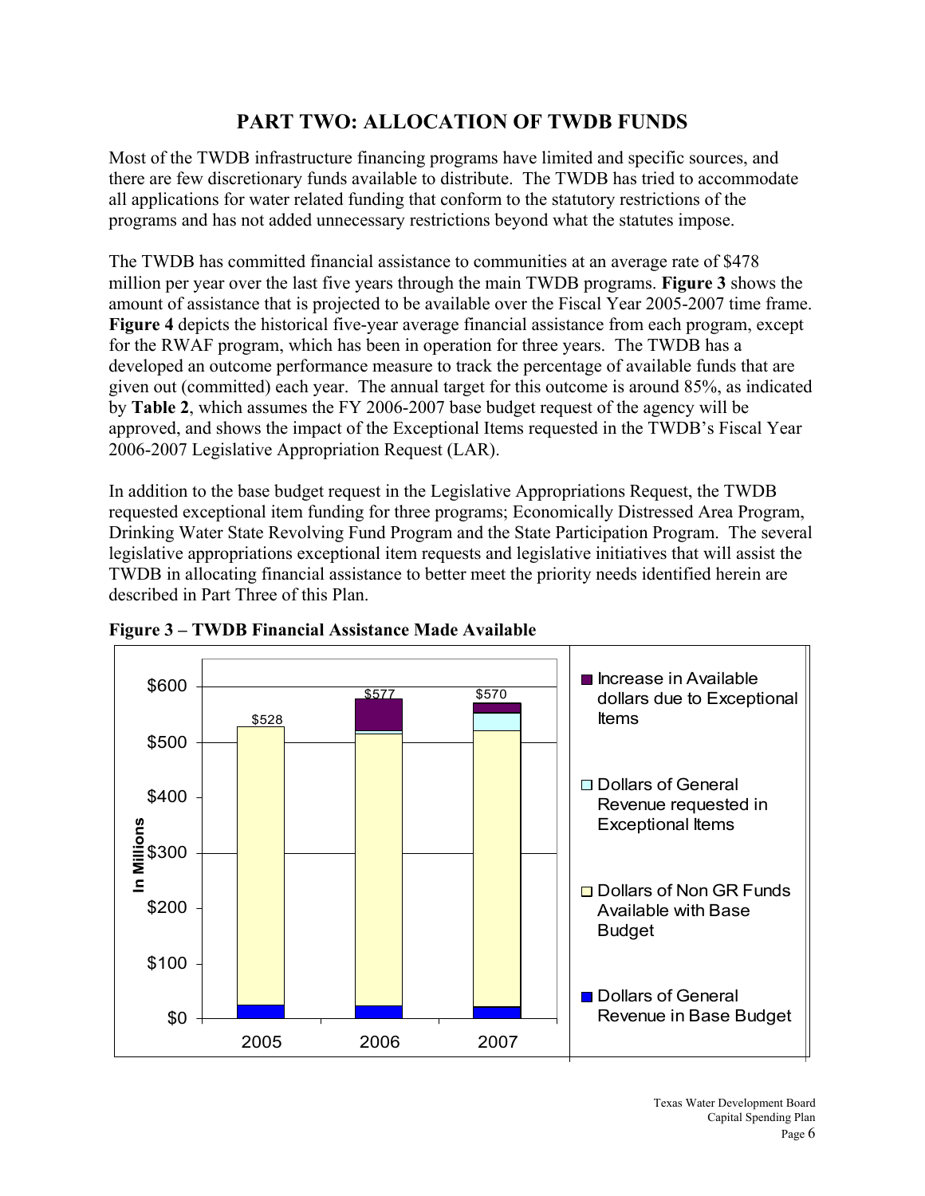## PART TWO: ALLOCATION OF TWDB FUNDS

Most of the TWDB infrastructure financing programs have limited and specific sources, and there are few discretionary funds available to distribute. The TWDB has tried to accommodate all applications for water related funding that conform to the statutory restrictions of the programs and has not added unnecessary restrictions beyond what the statutes impose.

The TWDB has committed financial assistance to communities at an average rate of $478 million per year over the last five years through the main TWDB programs. **Figure 3** shows the amount of assistance that is projected to be available over the Fiscal Year 2005-2007 time frame. **Figure 4** depicts the historical five-year average financial assistance from each program, except for the RWAF program, which has been in operation for three years. The TWDB has a developed an outcome performance measure to track the percentage of available funds that are given out (committed) each year. The annual target for this outcome is around 85%, as indicated by **Table 2**, which assumes the FY 2006-2007 base budget request of the agency will be approved, and shows the impact of the Exceptional Items requested in the TWDB's Fiscal Year 2006-2007 Legislative Appropriation Request (LAR).

In addition to the base budget request in the Legislative Appropriations Request, the TWDB requested exceptional item funding for three programs; Economically Distressed Area Program, Drinking Water State Revolving Fund Program and the State Participation Program. The several legislative appropriations exceptional item requests and legislative initiatives that will assist the TWDB in allocating financial assistance to better meet the priority needs identified herein are described in Part Three of this Plan.

**Figure 3 – TWDB Financial Assistance Made Available**

| Year | Total (In Millions) |
|---|---|
| 2005 | $528 |
| 2006 | $577 |
| 2007 | $570 |

Legend: Increase in Available dollars due to Exceptional Items; Dollars of General Revenue requested in Exceptional Items; Dollars of Non GR Funds Available with Base Budget; Dollars of General Revenue in Base Budget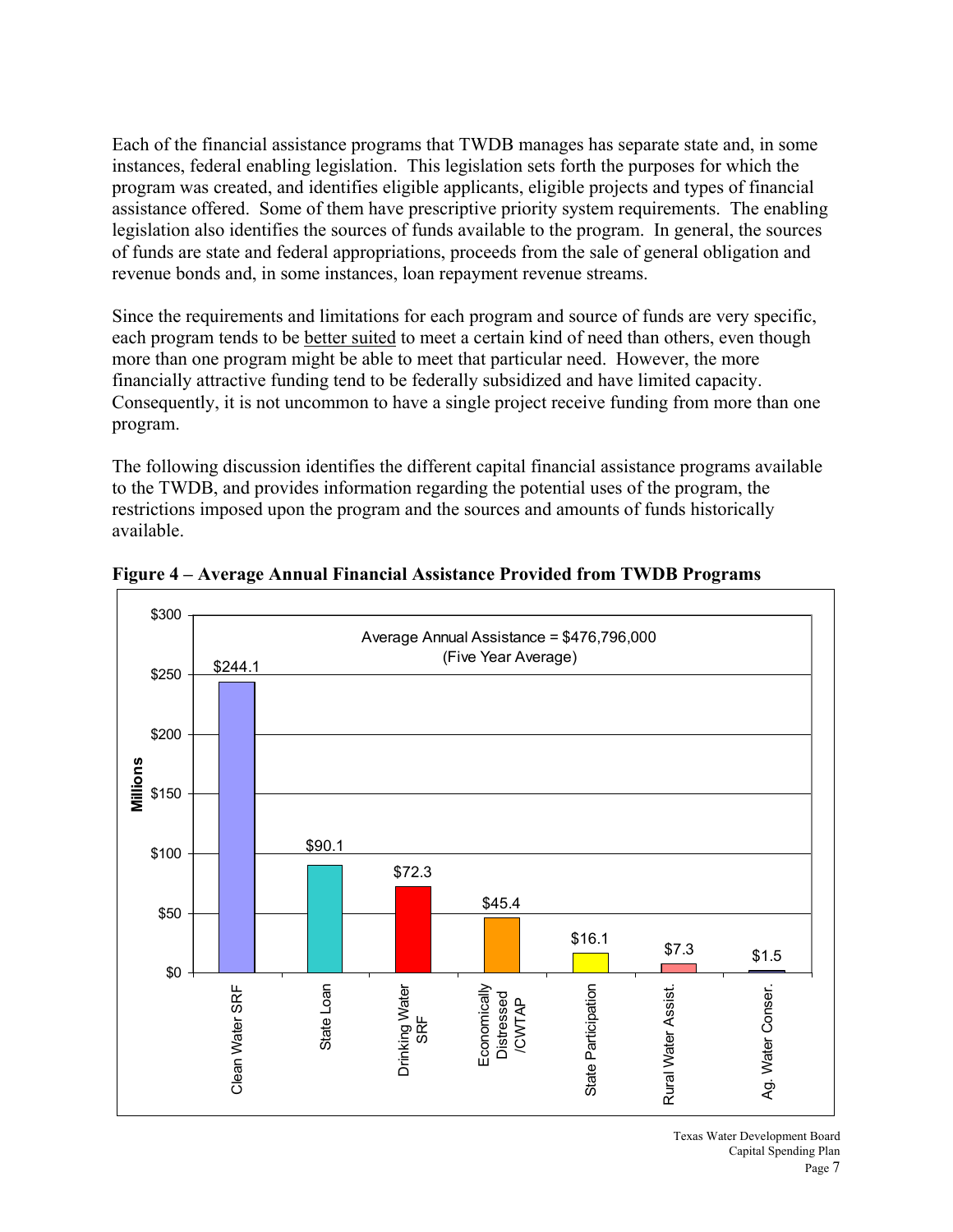Each of the financial assistance programs that TWDB manages has separate state and, in some instances, federal enabling legislation. This legislation sets forth the purposes for which the program was created, and identifies eligible applicants, eligible projects and types of financial assistance offered. Some of them have prescriptive priority system requirements. The enabling legislation also identifies the sources of funds available to the program. In general, the sources of funds are state and federal appropriations, proceeds from the sale of general obligation and revenue bonds and, in some instances, loan repayment revenue streams.

Since the requirements and limitations for each program and source of funds are very specific, each program tends to be better suited to meet a certain kind of need than others, even though more than one program might be able to meet that particular need. However, the more financially attractive funding tend to be federally subsidized and have limited capacity. Consequently, it is not uncommon to have a single project receive funding from more than one program.

The following discussion identifies the different capital financial assistance programs available to the TWDB, and provides information regarding the potential uses of the program, the restrictions imposed upon the program and the sources and amounts of funds historically available.

**Figure 4 – Average Annual Financial Assistance Provided from TWDB Programs**

Average Annual Assistance = $476,796,000 (Five Year Average)

| Program | Millions |
|---|---|
| Clean Water SRF | $244.1 |
| State Loan | $90.1 |
| Drinking Water SRF | $72.3 |
| Economically Distressed /CWTAP | $45.4 |
| State Participation | $16.1 |
| Rural Water Assist. | $7.3 |
| Ag. Water Conser. | $1.5 |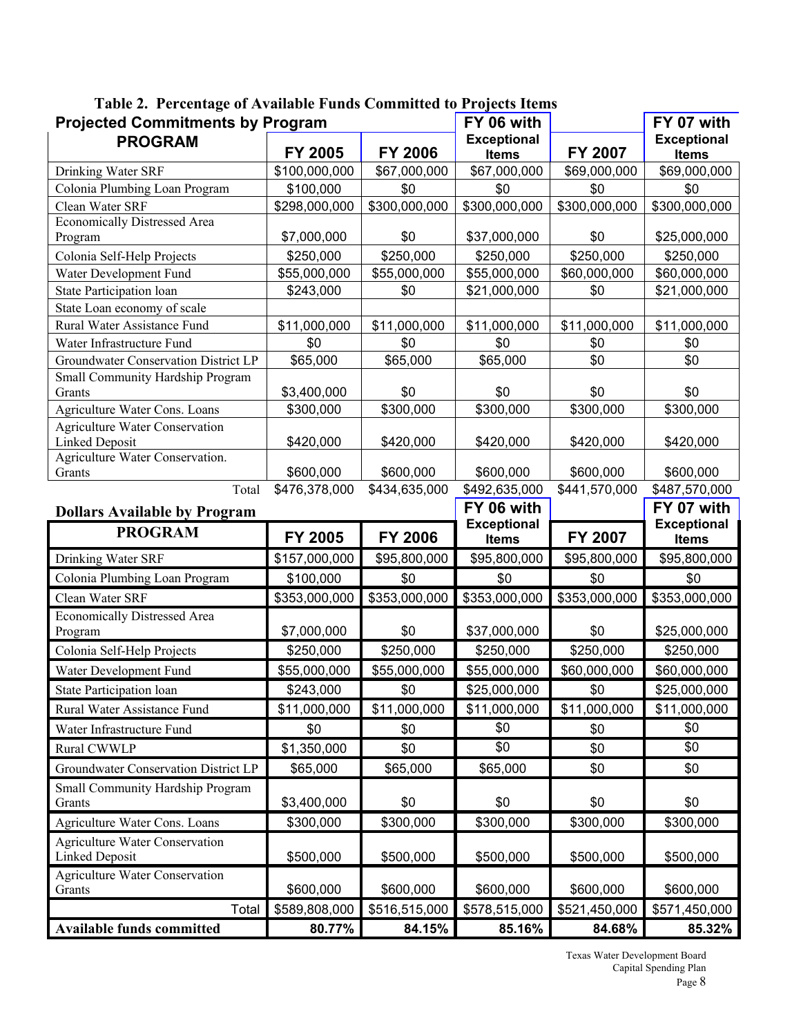## Table 2. Percentage of Available Funds Committed to Projects Items

**Projected Commitments by Program**

| PROGRAM | FY 2005 | FY 2006 | FY 06 with Exceptional Items | FY 2007 | FY 07 with Exceptional Items |
|---|---|---|---|---|---|
| Drinking Water SRF | $100,000,000 | $67,000,000 | $67,000,000 | $69,000,000 | $69,000,000 |
| Colonia Plumbing Loan Program | $100,000 | $0 | $0 | $0 | $0 |
| Clean Water SRF | $298,000,000 | $300,000,000 | $300,000,000 | $300,000,000 | $300,000,000 |
| Economically Distressed Area Program | $7,000,000 | $0 | $37,000,000 | $0 | $25,000,000 |
| Colonia Self-Help Projects | $250,000 | $250,000 | $250,000 | $250,000 | $250,000 |
| Water Development Fund | $55,000,000 | $55,000,000 | $55,000,000 | $60,000,000 | $60,000,000 |
| State Participation loan | $243,000 | $0 | $21,000,000 | $0 | $21,000,000 |
| State Loan economy of scale | | | | | |
| Rural Water Assistance Fund | $11,000,000 | $11,000,000 | $11,000,000 | $11,000,000 | $11,000,000 |
| Water Infrastructure Fund | $0 | $0 | $0 | $0 | $0 |
| Groundwater Conservation District LP | $65,000 | $65,000 | $65,000 | $0 | $0 |
| Small Community Hardship Program Grants | $3,400,000 | $0 | $0 | $0 | $0 |
| Agriculture Water Cons. Loans | $300,000 | $300,000 | $300,000 | $300,000 | $300,000 |
| Agriculture Water Conservation Linked Deposit | $420,000 | $420,000 | $420,000 | $420,000 | $420,000 |
| Agriculture Water Conservation. Grants | $600,000 | $600,000 | $600,000 | $600,000 | $600,000 |
| Total | $476,378,000 | $434,635,000 | $492,635,000 | $441,570,000 | $487,570,000 |

**Dollars Available by Program**

| PROGRAM | FY 2005 | FY 2006 | FY 06 with Exceptional Items | FY 2007 | FY 07 with Exceptional Items |
|---|---|---|---|---|---|
| Drinking Water SRF | $157,000,000 | $95,800,000 | $95,800,000 | $95,800,000 | $95,800,000 |
| Colonia Plumbing Loan Program | $100,000 | $0 | $0 | $0 | $0 |
| Clean Water SRF | $353,000,000 | $353,000,000 | $353,000,000 | $353,000,000 | $353,000,000 |
| Economically Distressed Area Program | $7,000,000 | $0 | $37,000,000 | $0 | $25,000,000 |
| Colonia Self-Help Projects | $250,000 | $250,000 | $250,000 | $250,000 | $250,000 |
| Water Development Fund | $55,000,000 | $55,000,000 | $55,000,000 | $60,000,000 | $60,000,000 |
| State Participation loan | $243,000 | $0 | $25,000,000 | $0 | $25,000,000 |
| Rural Water Assistance Fund | $11,000,000 | $11,000,000 | $11,000,000 | $11,000,000 | $11,000,000 |
| Water Infrastructure Fund | $0 | $0 | $0 | $0 | $0 |
| Rural CWWLP | $1,350,000 | $0 | $0 | $0 | $0 |
| Groundwater Conservation District LP | $65,000 | $65,000 | $65,000 | $0 | $0 |
| Small Community Hardship Program Grants | $3,400,000 | $0 | $0 | $0 | $0 |
| Agriculture Water Cons. Loans | $300,000 | $300,000 | $300,000 | $300,000 | $300,000 |
| Agriculture Water Conservation Linked Deposit | $500,000 | $500,000 | $500,000 | $500,000 | $500,000 |
| Agriculture Water Conservation Grants | $600,000 | $600,000 | $600,000 | $600,000 | $600,000 |
| Total | $589,808,000 | $516,515,000 | $578,515,000 | $521,450,000 | $571,450,000 |
| **Available funds committed** | **80.77%** | **84.15%** | **85.16%** | **84.68%** | **85.32%** |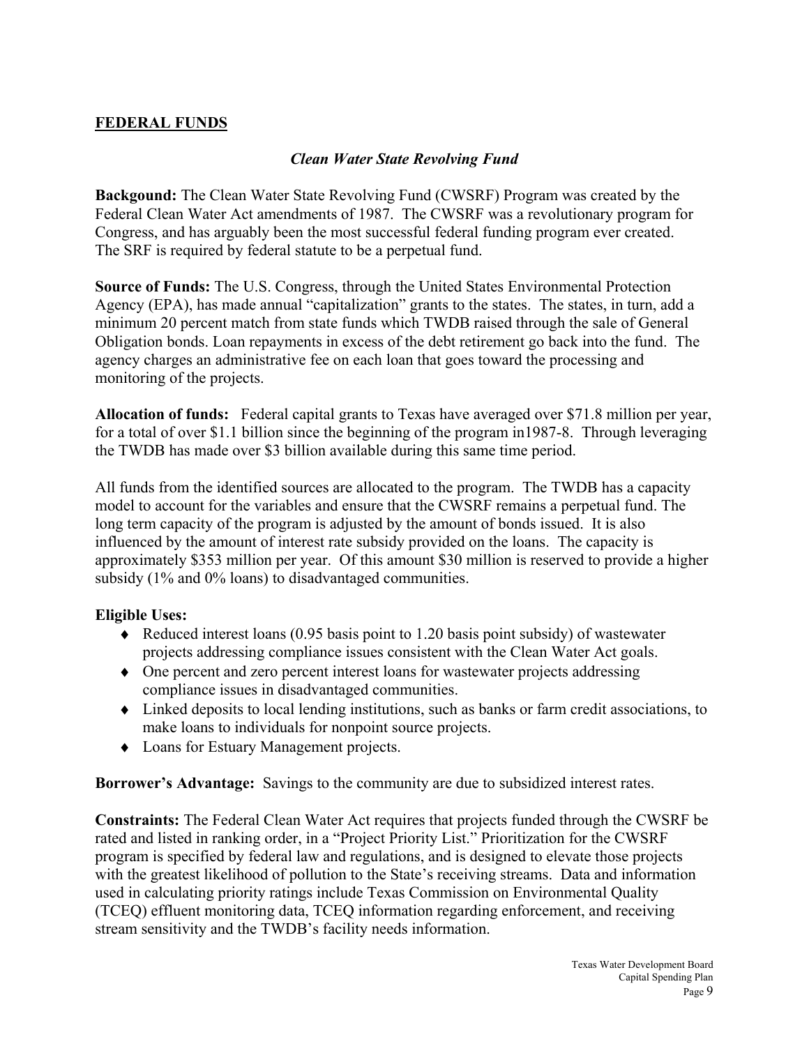## FEDERAL FUNDS

### *Clean Water State Revolving Fund*

**Backgound:** The Clean Water State Revolving Fund (CWSRF) Program was created by the Federal Clean Water Act amendments of 1987. The CWSRF was a revolutionary program for Congress, and has arguably been the most successful federal funding program ever created. The SRF is required by federal statute to be a perpetual fund.

**Source of Funds:** The U.S. Congress, through the United States Environmental Protection Agency (EPA), has made annual "capitalization" grants to the states. The states, in turn, add a minimum 20 percent match from state funds which TWDB raised through the sale of General Obligation bonds. Loan repayments in excess of the debt retirement go back into the fund. The agency charges an administrative fee on each loan that goes toward the processing and monitoring of the projects.

**Allocation of funds:** Federal capital grants to Texas have averaged over $71.8 million per year, for a total of over $1.1 billion since the beginning of the program in1987-8. Through leveraging the TWDB has made over $3 billion available during this same time period.

All funds from the identified sources are allocated to the program. The TWDB has a capacity model to account for the variables and ensure that the CWSRF remains a perpetual fund. The long term capacity of the program is adjusted by the amount of bonds issued. It is also influenced by the amount of interest rate subsidy provided on the loans. The capacity is approximately $353 million per year. Of this amount $30 million is reserved to provide a higher subsidy (1% and 0% loans) to disadvantaged communities.

**Eligible Uses:**

- Reduced interest loans (0.95 basis point to 1.20 basis point subsidy) of wastewater projects addressing compliance issues consistent with the Clean Water Act goals.
- One percent and zero percent interest loans for wastewater projects addressing compliance issues in disadvantaged communities.
- Linked deposits to local lending institutions, such as banks or farm credit associations, to make loans to individuals for nonpoint source projects.
- Loans for Estuary Management projects.

**Borrower's Advantage:** Savings to the community are due to subsidized interest rates.

**Constraints:** The Federal Clean Water Act requires that projects funded through the CWSRF be rated and listed in ranking order, in a "Project Priority List." Prioritization for the CWSRF program is specified by federal law and regulations, and is designed to elevate those projects with the greatest likelihood of pollution to the State's receiving streams. Data and information used in calculating priority ratings include Texas Commission on Environmental Quality (TCEQ) effluent monitoring data, TCEQ information regarding enforcement, and receiving stream sensitivity and the TWDB's facility needs information.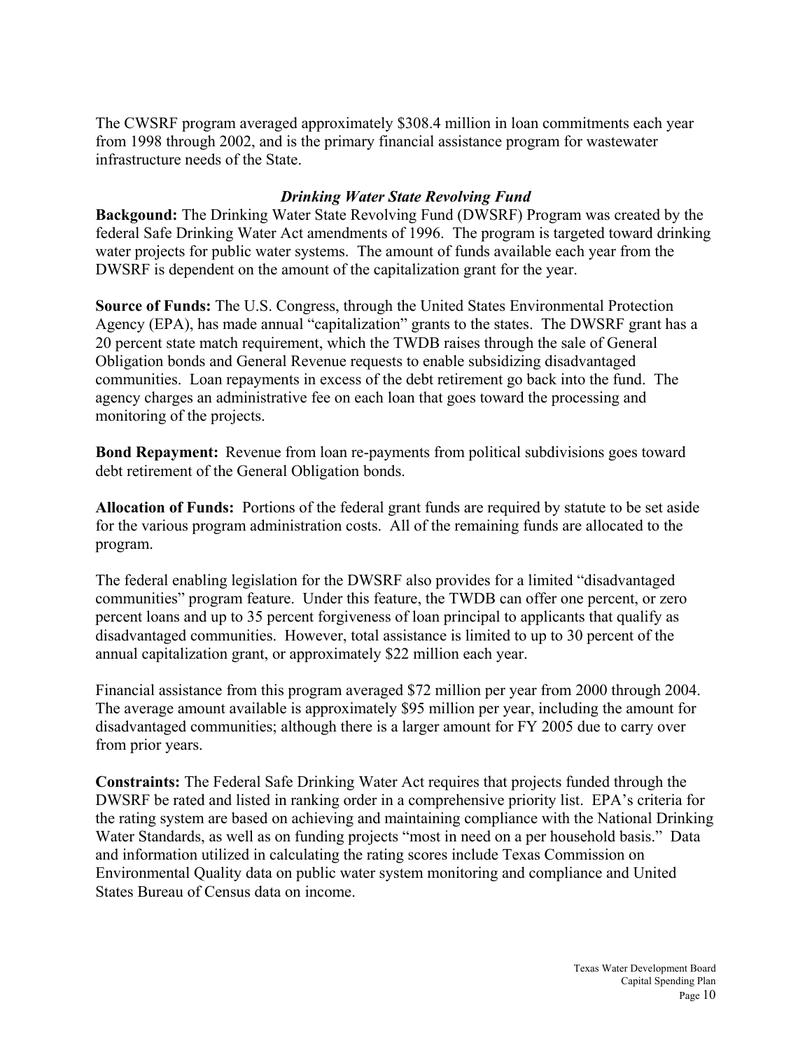The CWSRF program averaged approximately $308.4 million in loan commitments each year from 1998 through 2002, and is the primary financial assistance program for wastewater infrastructure needs of the State.

### *Drinking Water State Revolving Fund*

**Backgound:** The Drinking Water State Revolving Fund (DWSRF) Program was created by the federal Safe Drinking Water Act amendments of 1996. The program is targeted toward drinking water projects for public water systems. The amount of funds available each year from the DWSRF is dependent on the amount of the capitalization grant for the year.

**Source of Funds:** The U.S. Congress, through the United States Environmental Protection Agency (EPA), has made annual "capitalization" grants to the states. The DWSRF grant has a 20 percent state match requirement, which the TWDB raises through the sale of General Obligation bonds and General Revenue requests to enable subsidizing disadvantaged communities. Loan repayments in excess of the debt retirement go back into the fund. The agency charges an administrative fee on each loan that goes toward the processing and monitoring of the projects.

**Bond Repayment:** Revenue from loan re-payments from political subdivisions goes toward debt retirement of the General Obligation bonds.

**Allocation of Funds:** Portions of the federal grant funds are required by statute to be set aside for the various program administration costs. All of the remaining funds are allocated to the program.

The federal enabling legislation for the DWSRF also provides for a limited "disadvantaged communities" program feature. Under this feature, the TWDB can offer one percent, or zero percent loans and up to 35 percent forgiveness of loan principal to applicants that qualify as disadvantaged communities. However, total assistance is limited to up to 30 percent of the annual capitalization grant, or approximately $22 million each year.

Financial assistance from this program averaged $72 million per year from 2000 through 2004. The average amount available is approximately $95 million per year, including the amount for disadvantaged communities; although there is a larger amount for FY 2005 due to carry over from prior years.

**Constraints:** The Federal Safe Drinking Water Act requires that projects funded through the DWSRF be rated and listed in ranking order in a comprehensive priority list. EPA's criteria for the rating system are based on achieving and maintaining compliance with the National Drinking Water Standards, as well as on funding projects "most in need on a per household basis." Data and information utilized in calculating the rating scores include Texas Commission on Environmental Quality data on public water system monitoring and compliance and United States Bureau of Census data on income.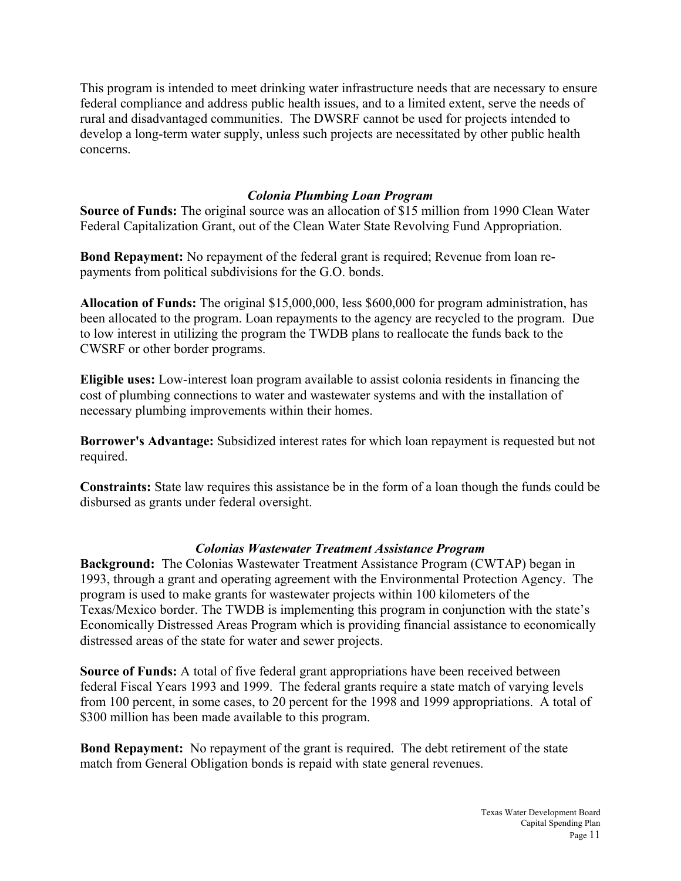This program is intended to meet drinking water infrastructure needs that are necessary to ensure federal compliance and address public health issues, and to a limited extent, serve the needs of rural and disadvantaged communities. The DWSRF cannot be used for projects intended to develop a long-term water supply, unless such projects are necessitated by other public health concerns.

### *Colonia Plumbing Loan Program*

**Source of Funds:** The original source was an allocation of $15 million from 1990 Clean Water Federal Capitalization Grant, out of the Clean Water State Revolving Fund Appropriation.

**Bond Repayment:** No repayment of the federal grant is required; Revenue from loan re-payments from political subdivisions for the G.O. bonds.

**Allocation of Funds:** The original $15,000,000, less $600,000 for program administration, has been allocated to the program. Loan repayments to the agency are recycled to the program. Due to low interest in utilizing the program the TWDB plans to reallocate the funds back to the CWSRF or other border programs.

**Eligible uses:** Low-interest loan program available to assist colonia residents in financing the cost of plumbing connections to water and wastewater systems and with the installation of necessary plumbing improvements within their homes.

**Borrower's Advantage:** Subsidized interest rates for which loan repayment is requested but not required.

**Constraints:** State law requires this assistance be in the form of a loan though the funds could be disbursed as grants under federal oversight.

### *Colonias Wastewater Treatment Assistance Program*

**Background:** The Colonias Wastewater Treatment Assistance Program (CWTAP) began in 1993, through a grant and operating agreement with the Environmental Protection Agency. The program is used to make grants for wastewater projects within 100 kilometers of the Texas/Mexico border. The TWDB is implementing this program in conjunction with the state's Economically Distressed Areas Program which is providing financial assistance to economically distressed areas of the state for water and sewer projects.

**Source of Funds:** A total of five federal grant appropriations have been received between federal Fiscal Years 1993 and 1999. The federal grants require a state match of varying levels from 100 percent, in some cases, to 20 percent for the 1998 and 1999 appropriations. A total of $300 million has been made available to this program.

**Bond Repayment:** No repayment of the grant is required. The debt retirement of the state match from General Obligation bonds is repaid with state general revenues.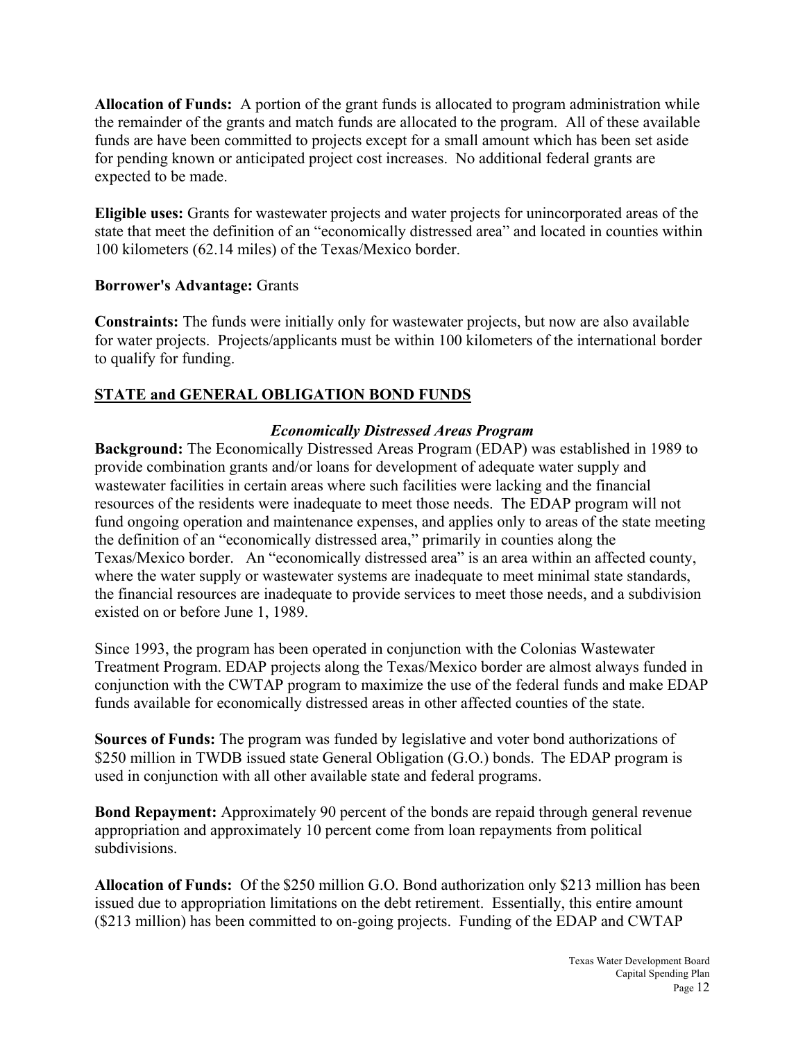**Allocation of Funds:** A portion of the grant funds is allocated to program administration while the remainder of the grants and match funds are allocated to the program. All of these available funds are have been committed to projects except for a small amount which has been set aside for pending known or anticipated project cost increases. No additional federal grants are expected to be made.

**Eligible uses:** Grants for wastewater projects and water projects for unincorporated areas of the state that meet the definition of an "economically distressed area" and located in counties within 100 kilometers (62.14 miles) of the Texas/Mexico border.

**Borrower's Advantage:** Grants

**Constraints:** The funds were initially only for wastewater projects, but now are also available for water projects. Projects/applicants must be within 100 kilometers of the international border to qualify for funding.

## STATE and GENERAL OBLIGATION BOND FUNDS

### *Economically Distressed Areas Program*

**Background:** The Economically Distressed Areas Program (EDAP) was established in 1989 to provide combination grants and/or loans for development of adequate water supply and wastewater facilities in certain areas where such facilities were lacking and the financial resources of the residents were inadequate to meet those needs. The EDAP program will not fund ongoing operation and maintenance expenses, and applies only to areas of the state meeting the definition of an "economically distressed area," primarily in counties along the Texas/Mexico border. An "economically distressed area" is an area within an affected county, where the water supply or wastewater systems are inadequate to meet minimal state standards, the financial resources are inadequate to provide services to meet those needs, and a subdivision existed on or before June 1, 1989.

Since 1993, the program has been operated in conjunction with the Colonias Wastewater Treatment Program. EDAP projects along the Texas/Mexico border are almost always funded in conjunction with the CWTAP program to maximize the use of the federal funds and make EDAP funds available for economically distressed areas in other affected counties of the state.

**Sources of Funds:** The program was funded by legislative and voter bond authorizations of $250 million in TWDB issued state General Obligation (G.O.) bonds. The EDAP program is used in conjunction with all other available state and federal programs.

**Bond Repayment:** Approximately 90 percent of the bonds are repaid through general revenue appropriation and approximately 10 percent come from loan repayments from political subdivisions.

**Allocation of Funds:** Of the $250 million G.O. Bond authorization only $213 million has been issued due to appropriation limitations on the debt retirement. Essentially, this entire amount ($213 million) has been committed to on-going projects. Funding of the EDAP and CWTAP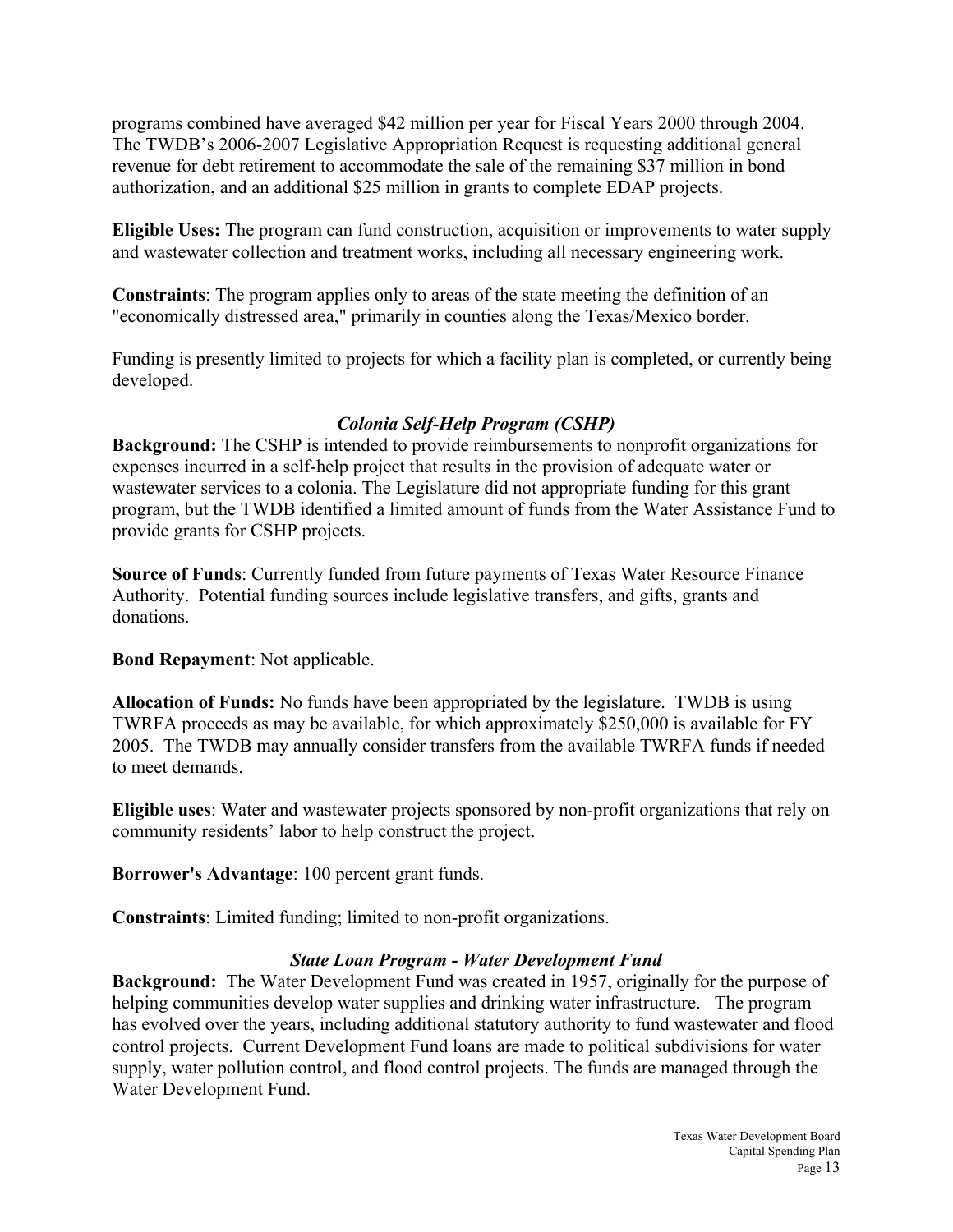programs combined have averaged $42 million per year for Fiscal Years 2000 through 2004. The TWDB's 2006-2007 Legislative Appropriation Request is requesting additional general revenue for debt retirement to accommodate the sale of the remaining $37 million in bond authorization, and an additional $25 million in grants to complete EDAP projects.

**Eligible Uses:** The program can fund construction, acquisition or improvements to water supply and wastewater collection and treatment works, including all necessary engineering work.

**Constraints**: The program applies only to areas of the state meeting the definition of an "economically distressed area," primarily in counties along the Texas/Mexico border.

Funding is presently limited to projects for which a facility plan is completed, or currently being developed.

### *Colonia Self-Help Program (CSHP)*

**Background:** The CSHP is intended to provide reimbursements to nonprofit organizations for expenses incurred in a self-help project that results in the provision of adequate water or wastewater services to a colonia. The Legislature did not appropriate funding for this grant program, but the TWDB identified a limited amount of funds from the Water Assistance Fund to provide grants for CSHP projects.

**Source of Funds**: Currently funded from future payments of Texas Water Resource Finance Authority. Potential funding sources include legislative transfers, and gifts, grants and donations.

**Bond Repayment**: Not applicable.

**Allocation of Funds:** No funds have been appropriated by the legislature. TWDB is using TWRFA proceeds as may be available, for which approximately $250,000 is available for FY 2005. The TWDB may annually consider transfers from the available TWRFA funds if needed to meet demands.

**Eligible uses**: Water and wastewater projects sponsored by non-profit organizations that rely on community residents' labor to help construct the project.

**Borrower's Advantage**: 100 percent grant funds.

**Constraints**: Limited funding; limited to non-profit organizations.

### *State Loan Program - Water Development Fund*

**Background:** The Water Development Fund was created in 1957, originally for the purpose of helping communities develop water supplies and drinking water infrastructure. The program has evolved over the years, including additional statutory authority to fund wastewater and flood control projects. Current Development Fund loans are made to political subdivisions for water supply, water pollution control, and flood control projects. The funds are managed through the Water Development Fund.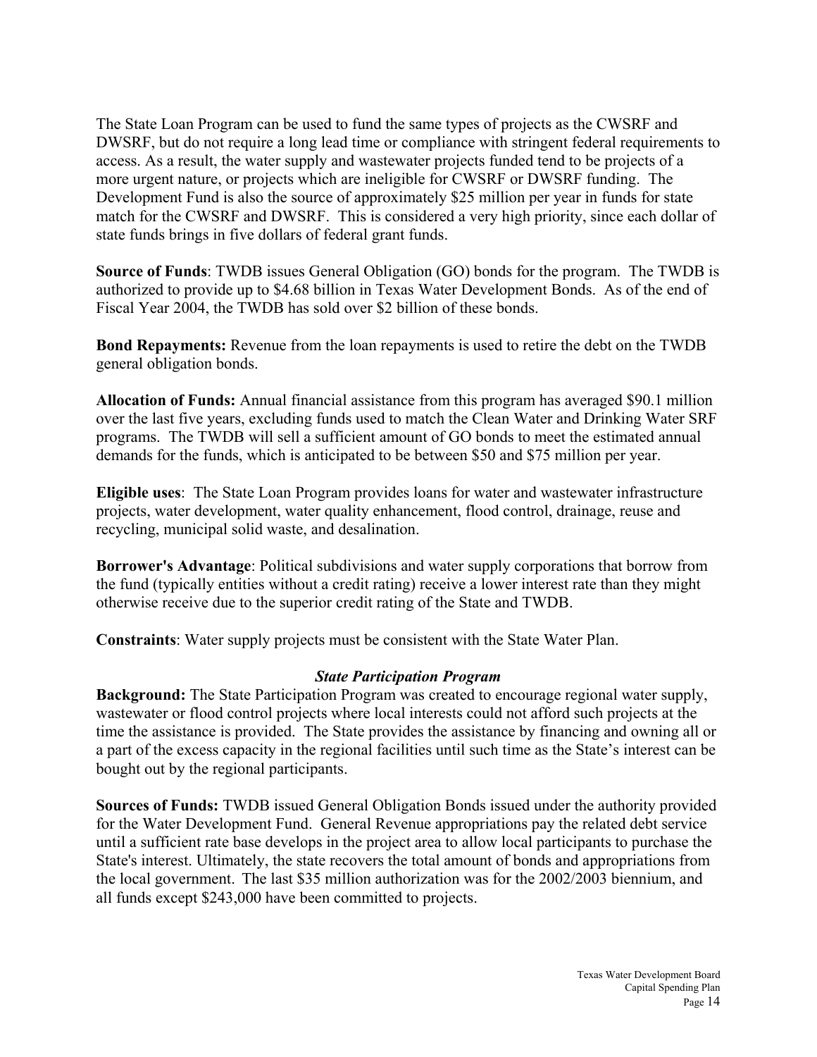The State Loan Program can be used to fund the same types of projects as the CWSRF and DWSRF, but do not require a long lead time or compliance with stringent federal requirements to access. As a result, the water supply and wastewater projects funded tend to be projects of a more urgent nature, or projects which are ineligible for CWSRF or DWSRF funding. The Development Fund is also the source of approximately $25 million per year in funds for state match for the CWSRF and DWSRF. This is considered a very high priority, since each dollar of state funds brings in five dollars of federal grant funds.

**Source of Funds**: TWDB issues General Obligation (GO) bonds for the program. The TWDB is authorized to provide up to $4.68 billion in Texas Water Development Bonds. As of the end of Fiscal Year 2004, the TWDB has sold over $2 billion of these bonds.

**Bond Repayments:** Revenue from the loan repayments is used to retire the debt on the TWDB general obligation bonds.

**Allocation of Funds:** Annual financial assistance from this program has averaged $90.1 million over the last five years, excluding funds used to match the Clean Water and Drinking Water SRF programs. The TWDB will sell a sufficient amount of GO bonds to meet the estimated annual demands for the funds, which is anticipated to be between $50 and $75 million per year.

**Eligible uses**: The State Loan Program provides loans for water and wastewater infrastructure projects, water development, water quality enhancement, flood control, drainage, reuse and recycling, municipal solid waste, and desalination.

**Borrower's Advantage**: Political subdivisions and water supply corporations that borrow from the fund (typically entities without a credit rating) receive a lower interest rate than they might otherwise receive due to the superior credit rating of the State and TWDB.

**Constraints**: Water supply projects must be consistent with the State Water Plan.

### *State Participation Program*

**Background:** The State Participation Program was created to encourage regional water supply, wastewater or flood control projects where local interests could not afford such projects at the time the assistance is provided. The State provides the assistance by financing and owning all or a part of the excess capacity in the regional facilities until such time as the State's interest can be bought out by the regional participants.

**Sources of Funds:** TWDB issued General Obligation Bonds issued under the authority provided for the Water Development Fund. General Revenue appropriations pay the related debt service until a sufficient rate base develops in the project area to allow local participants to purchase the State's interest. Ultimately, the state recovers the total amount of bonds and appropriations from the local government. The last $35 million authorization was for the 2002/2003 biennium, and all funds except $243,000 have been committed to projects.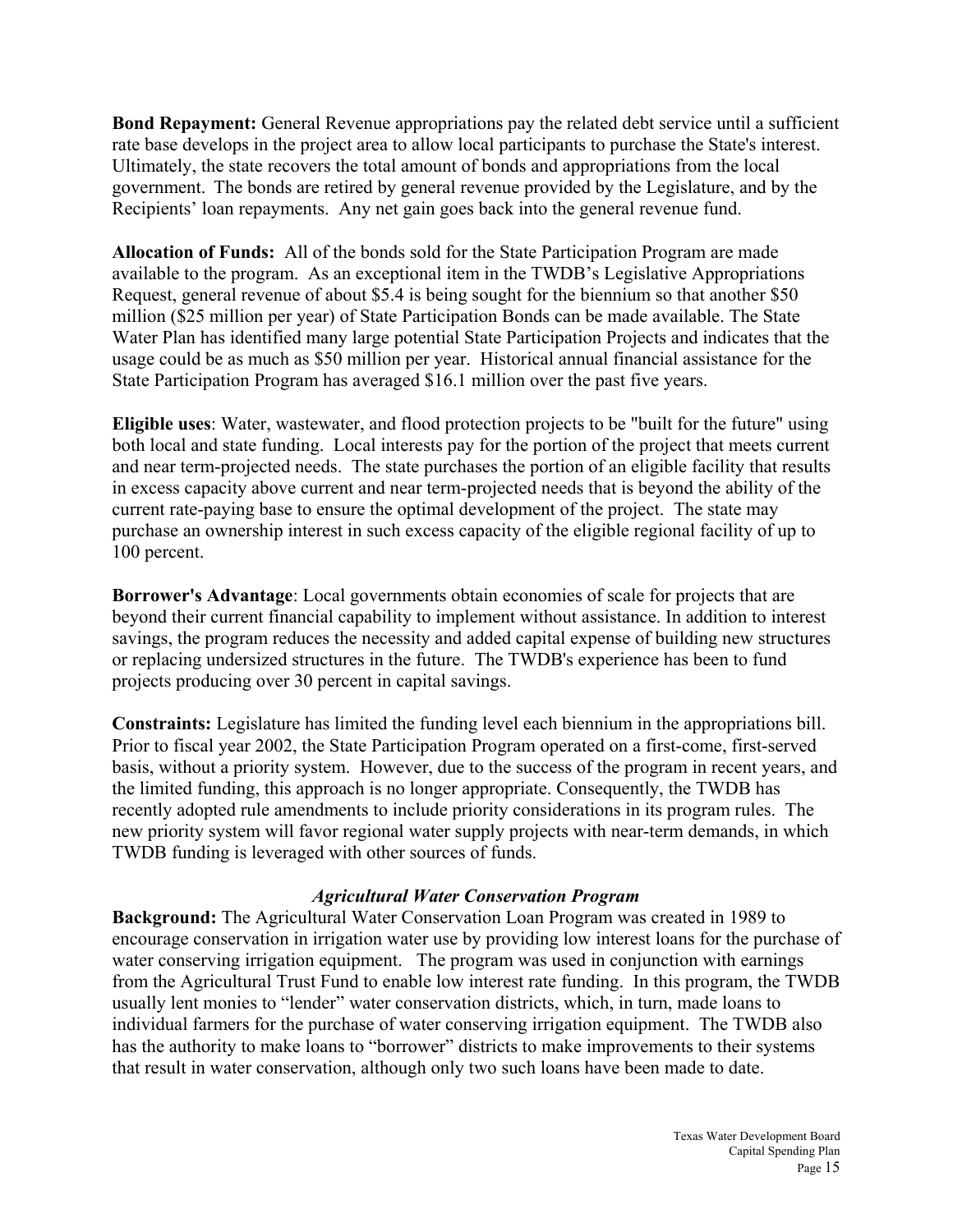**Bond Repayment:** General Revenue appropriations pay the related debt service until a sufficient rate base develops in the project area to allow local participants to purchase the State's interest. Ultimately, the state recovers the total amount of bonds and appropriations from the local government. The bonds are retired by general revenue provided by the Legislature, and by the Recipients' loan repayments. Any net gain goes back into the general revenue fund.

**Allocation of Funds:** All of the bonds sold for the State Participation Program are made available to the program. As an exceptional item in the TWDB's Legislative Appropriations Request, general revenue of about $5.4 is being sought for the biennium so that another $50 million ($25 million per year) of State Participation Bonds can be made available. The State Water Plan has identified many large potential State Participation Projects and indicates that the usage could be as much as $50 million per year. Historical annual financial assistance for the State Participation Program has averaged $16.1 million over the past five years.

**Eligible uses**: Water, wastewater, and flood protection projects to be "built for the future" using both local and state funding. Local interests pay for the portion of the project that meets current and near term-projected needs. The state purchases the portion of an eligible facility that results in excess capacity above current and near term-projected needs that is beyond the ability of the current rate-paying base to ensure the optimal development of the project. The state may purchase an ownership interest in such excess capacity of the eligible regional facility of up to 100 percent.

**Borrower's Advantage**: Local governments obtain economies of scale for projects that are beyond their current financial capability to implement without assistance. In addition to interest savings, the program reduces the necessity and added capital expense of building new structures or replacing undersized structures in the future. The TWDB's experience has been to fund projects producing over 30 percent in capital savings.

**Constraints:** Legislature has limited the funding level each biennium in the appropriations bill. Prior to fiscal year 2002, the State Participation Program operated on a first-come, first-served basis, without a priority system. However, due to the success of the program in recent years, and the limited funding, this approach is no longer appropriate. Consequently, the TWDB has recently adopted rule amendments to include priority considerations in its program rules. The new priority system will favor regional water supply projects with near-term demands, in which TWDB funding is leveraged with other sources of funds.

### *Agricultural Water Conservation Program*

**Background:** The Agricultural Water Conservation Loan Program was created in 1989 to encourage conservation in irrigation water use by providing low interest loans for the purchase of water conserving irrigation equipment. The program was used in conjunction with earnings from the Agricultural Trust Fund to enable low interest rate funding. In this program, the TWDB usually lent monies to "lender" water conservation districts, which, in turn, made loans to individual farmers for the purchase of water conserving irrigation equipment. The TWDB also has the authority to make loans to "borrower" districts to make improvements to their systems that result in water conservation, although only two such loans have been made to date.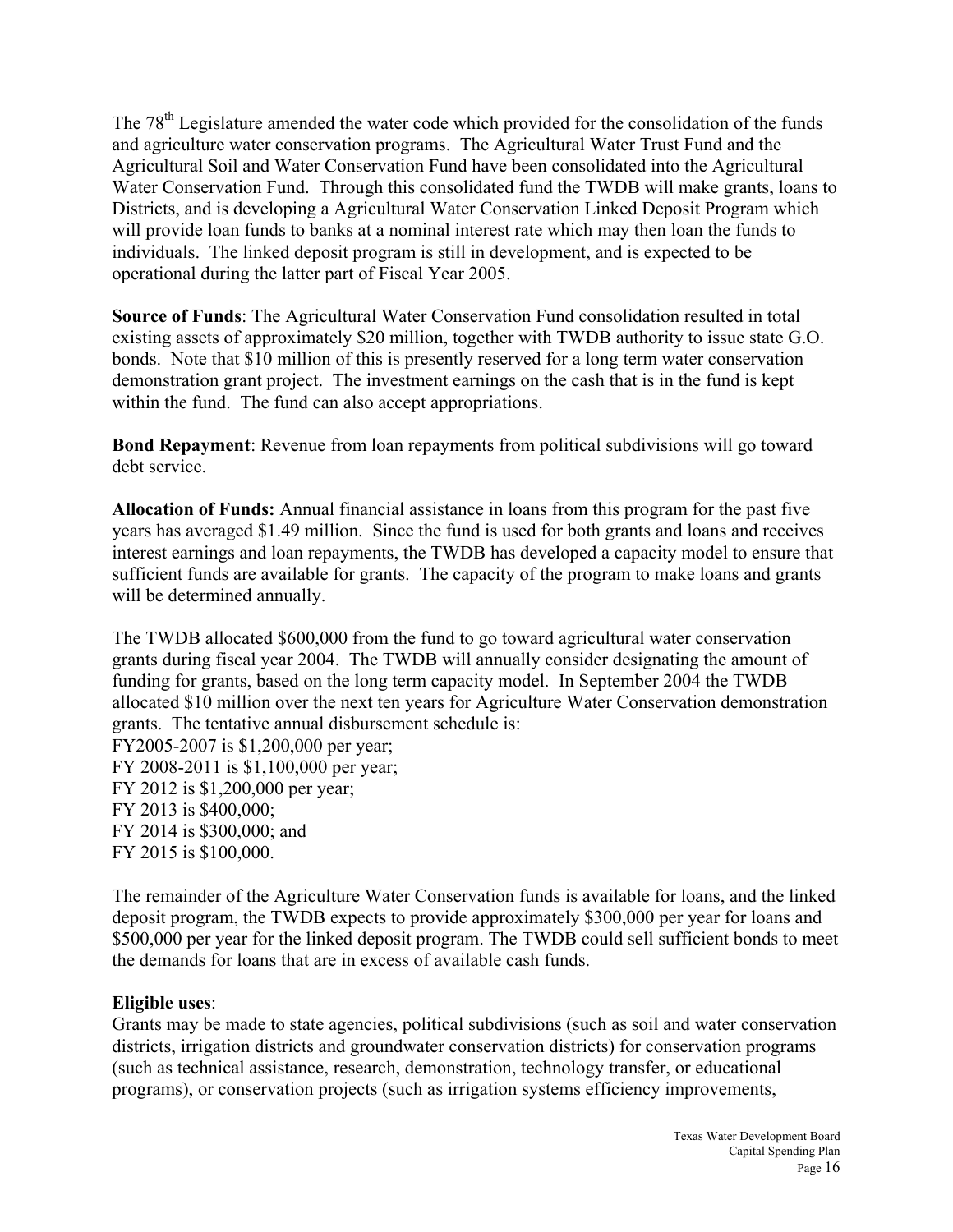The 78th Legislature amended the water code which provided for the consolidation of the funds and agriculture water conservation programs. The Agricultural Water Trust Fund and the Agricultural Soil and Water Conservation Fund have been consolidated into the Agricultural Water Conservation Fund. Through this consolidated fund the TWDB will make grants, loans to Districts, and is developing a Agricultural Water Conservation Linked Deposit Program which will provide loan funds to banks at a nominal interest rate which may then loan the funds to individuals. The linked deposit program is still in development, and is expected to be operational during the latter part of Fiscal Year 2005.

**Source of Funds**: The Agricultural Water Conservation Fund consolidation resulted in total existing assets of approximately $20 million, together with TWDB authority to issue state G.O. bonds. Note that $10 million of this is presently reserved for a long term water conservation demonstration grant project. The investment earnings on the cash that is in the fund is kept within the fund. The fund can also accept appropriations.

**Bond Repayment**: Revenue from loan repayments from political subdivisions will go toward debt service.

**Allocation of Funds:** Annual financial assistance in loans from this program for the past five years has averaged $1.49 million. Since the fund is used for both grants and loans and receives interest earnings and loan repayments, the TWDB has developed a capacity model to ensure that sufficient funds are available for grants. The capacity of the program to make loans and grants will be determined annually.

The TWDB allocated $600,000 from the fund to go toward agricultural water conservation grants during fiscal year 2004. The TWDB will annually consider designating the amount of funding for grants, based on the long term capacity model. In September 2004 the TWDB allocated $10 million over the next ten years for Agriculture Water Conservation demonstration grants. The tentative annual disbursement schedule is:
FY2005-2007 is $1,200,000 per year;
FY 2008-2011 is $1,100,000 per year;
FY 2012 is $1,200,000 per year;
FY 2013 is $400,000;
FY 2014 is $300,000; and
FY 2015 is $100,000.

The remainder of the Agriculture Water Conservation funds is available for loans, and the linked deposit program, the TWDB expects to provide approximately $300,000 per year for loans and $500,000 per year for the linked deposit program. The TWDB could sell sufficient bonds to meet the demands for loans that are in excess of available cash funds.

**Eligible uses**:
Grants may be made to state agencies, political subdivisions (such as soil and water conservation districts, irrigation districts and groundwater conservation districts) for conservation programs (such as technical assistance, research, demonstration, technology transfer, or educational programs), or conservation projects (such as irrigation systems efficiency improvements,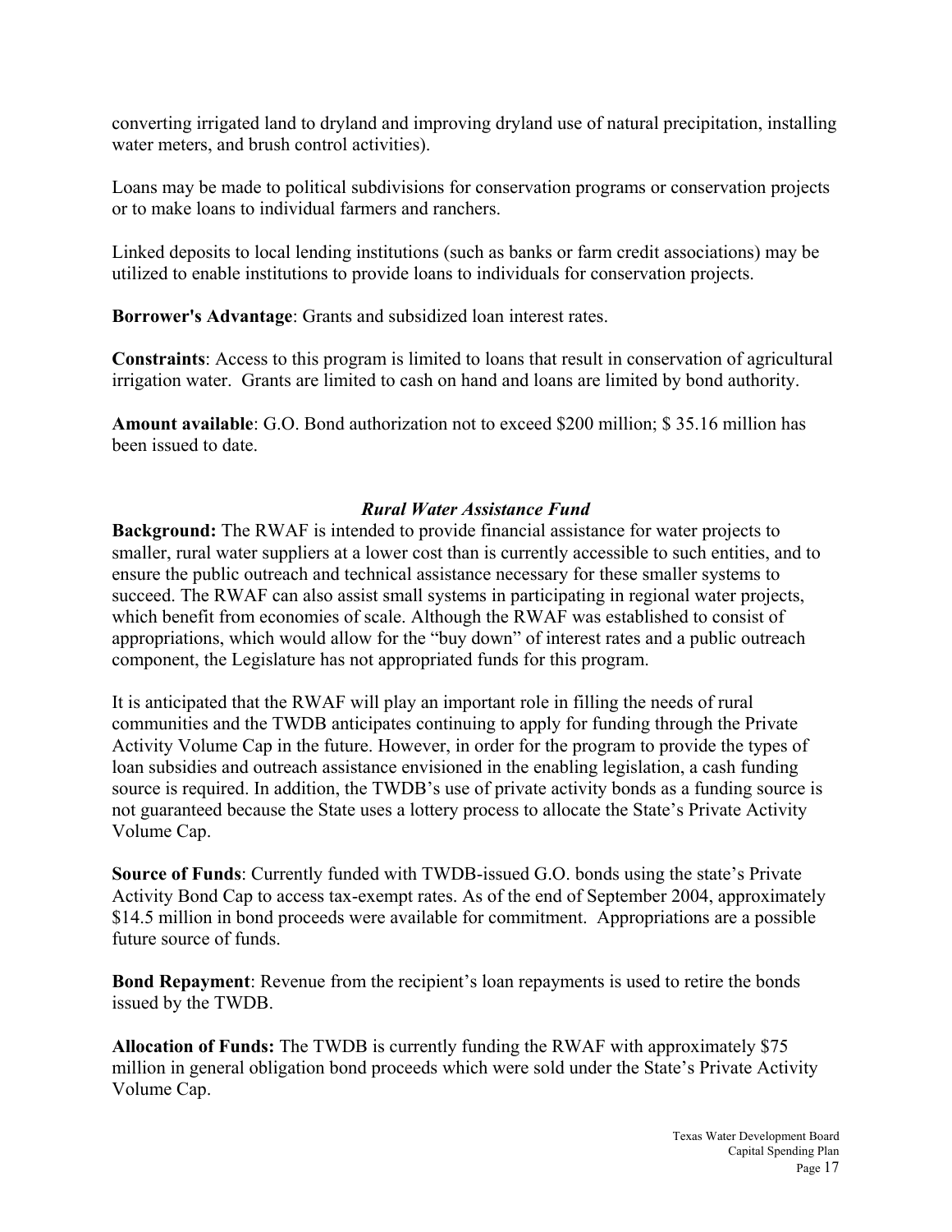converting irrigated land to dryland and improving dryland use of natural precipitation, installing water meters, and brush control activities).

Loans may be made to political subdivisions for conservation programs or conservation projects or to make loans to individual farmers and ranchers.

Linked deposits to local lending institutions (such as banks or farm credit associations) may be utilized to enable institutions to provide loans to individuals for conservation projects.

**Borrower's Advantage**: Grants and subsidized loan interest rates.

**Constraints**: Access to this program is limited to loans that result in conservation of agricultural irrigation water. Grants are limited to cash on hand and loans are limited by bond authority.

**Amount available**: G.O. Bond authorization not to exceed $200 million; $ 35.16 million has been issued to date.

### *Rural Water Assistance Fund*

**Background:** The RWAF is intended to provide financial assistance for water projects to smaller, rural water suppliers at a lower cost than is currently accessible to such entities, and to ensure the public outreach and technical assistance necessary for these smaller systems to succeed. The RWAF can also assist small systems in participating in regional water projects, which benefit from economies of scale. Although the RWAF was established to consist of appropriations, which would allow for the "buy down" of interest rates and a public outreach component, the Legislature has not appropriated funds for this program.

It is anticipated that the RWAF will play an important role in filling the needs of rural communities and the TWDB anticipates continuing to apply for funding through the Private Activity Volume Cap in the future. However, in order for the program to provide the types of loan subsidies and outreach assistance envisioned in the enabling legislation, a cash funding source is required. In addition, the TWDB's use of private activity bonds as a funding source is not guaranteed because the State uses a lottery process to allocate the State's Private Activity Volume Cap.

**Source of Funds**: Currently funded with TWDB-issued G.O. bonds using the state's Private Activity Bond Cap to access tax-exempt rates. As of the end of September 2004, approximately $14.5 million in bond proceeds were available for commitment. Appropriations are a possible future source of funds.

**Bond Repayment**: Revenue from the recipient's loan repayments is used to retire the bonds issued by the TWDB.

**Allocation of Funds:** The TWDB is currently funding the RWAF with approximately $75 million in general obligation bond proceeds which were sold under the State's Private Activity Volume Cap.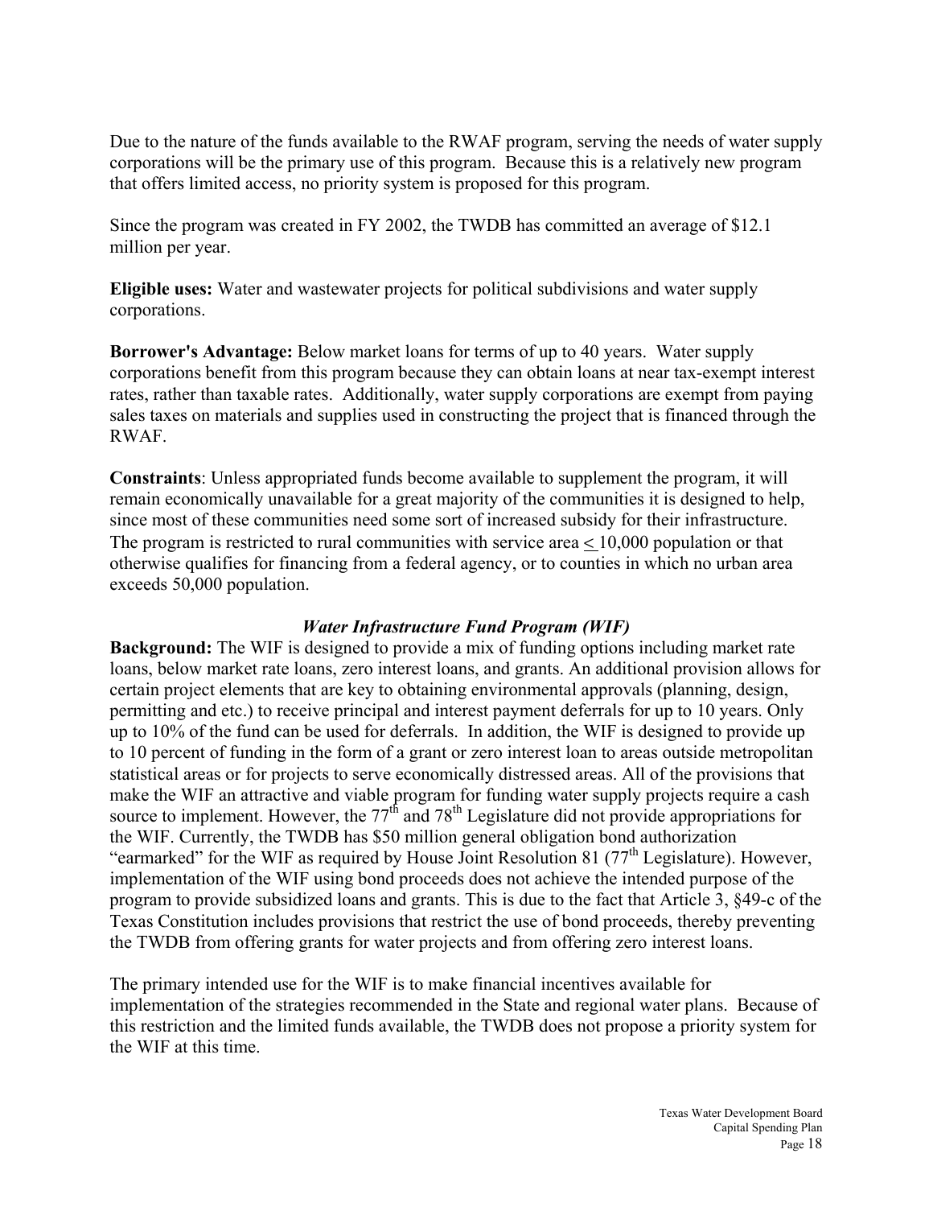Due to the nature of the funds available to the RWAF program, serving the needs of water supply corporations will be the primary use of this program. Because this is a relatively new program that offers limited access, no priority system is proposed for this program.

Since the program was created in FY 2002, the TWDB has committed an average of $12.1 million per year.

**Eligible uses:** Water and wastewater projects for political subdivisions and water supply corporations.

**Borrower's Advantage:** Below market loans for terms of up to 40 years. Water supply corporations benefit from this program because they can obtain loans at near tax-exempt interest rates, rather than taxable rates. Additionally, water supply corporations are exempt from paying sales taxes on materials and supplies used in constructing the project that is financed through the RWAF.

**Constraints**: Unless appropriated funds become available to supplement the program, it will remain economically unavailable for a great majority of the communities it is designed to help, since most of these communities need some sort of increased subsidy for their infrastructure. The program is restricted to rural communities with service area ≤ 10,000 population or that otherwise qualifies for financing from a federal agency, or to counties in which no urban area exceeds 50,000 population.

### *Water Infrastructure Fund Program (WIF)*

**Background:** The WIF is designed to provide a mix of funding options including market rate loans, below market rate loans, zero interest loans, and grants. An additional provision allows for certain project elements that are key to obtaining environmental approvals (planning, design, permitting and etc.) to receive principal and interest payment deferrals for up to 10 years. Only up to 10% of the fund can be used for deferrals. In addition, the WIF is designed to provide up to 10 percent of funding in the form of a grant or zero interest loan to areas outside metropolitan statistical areas or for projects to serve economically distressed areas. All of the provisions that make the WIF an attractive and viable program for funding water supply projects require a cash source to implement. However, the 77th and 78th Legislature did not provide appropriations for the WIF. Currently, the TWDB has $50 million general obligation bond authorization "earmarked" for the WIF as required by House Joint Resolution 81 (77th Legislature). However, implementation of the WIF using bond proceeds does not achieve the intended purpose of the program to provide subsidized loans and grants. This is due to the fact that Article 3, §49-c of the Texas Constitution includes provisions that restrict the use of bond proceeds, thereby preventing the TWDB from offering grants for water projects and from offering zero interest loans.

The primary intended use for the WIF is to make financial incentives available for implementation of the strategies recommended in the State and regional water plans. Because of this restriction and the limited funds available, the TWDB does not propose a priority system for the WIF at this time.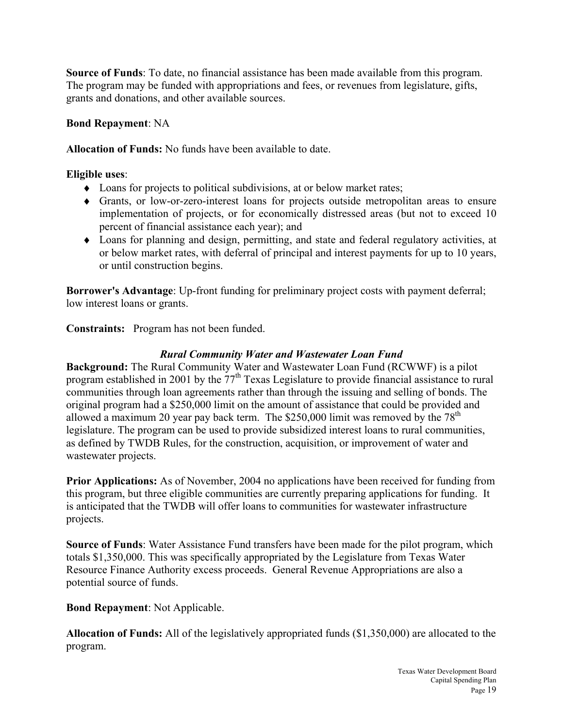**Source of Funds**: To date, no financial assistance has been made available from this program. The program may be funded with appropriations and fees, or revenues from legislature, gifts, grants and donations, and other available sources.

**Bond Repayment**: NA

**Allocation of Funds:** No funds have been available to date.

**Eligible uses**:

- Loans for projects to political subdivisions, at or below market rates;
- Grants, or low-or-zero-interest loans for projects outside metropolitan areas to ensure implementation of projects, or for economically distressed areas (but not to exceed 10 percent of financial assistance each year); and
- Loans for planning and design, permitting, and state and federal regulatory activities, at or below market rates, with deferral of principal and interest payments for up to 10 years, or until construction begins.

**Borrower's Advantage**: Up-front funding for preliminary project costs with payment deferral; low interest loans or grants.

**Constraints:** Program has not been funded.

### *Rural Community Water and Wastewater Loan Fund*

**Background:** The Rural Community Water and Wastewater Loan Fund (RCWWF) is a pilot program established in 2001 by the 77th Texas Legislature to provide financial assistance to rural communities through loan agreements rather than through the issuing and selling of bonds. The original program had a $250,000 limit on the amount of assistance that could be provided and allowed a maximum 20 year pay back term. The $250,000 limit was removed by the 78th legislature. The program can be used to provide subsidized interest loans to rural communities, as defined by TWDB Rules, for the construction, acquisition, or improvement of water and wastewater projects.

**Prior Applications:** As of November, 2004 no applications have been received for funding from this program, but three eligible communities are currently preparing applications for funding. It is anticipated that the TWDB will offer loans to communities for wastewater infrastructure projects.

**Source of Funds**: Water Assistance Fund transfers have been made for the pilot program, which totals $1,350,000. This was specifically appropriated by the Legislature from Texas Water Resource Finance Authority excess proceeds. General Revenue Appropriations are also a potential source of funds.

**Bond Repayment**: Not Applicable.

**Allocation of Funds:** All of the legislatively appropriated funds ($1,350,000) are allocated to the program.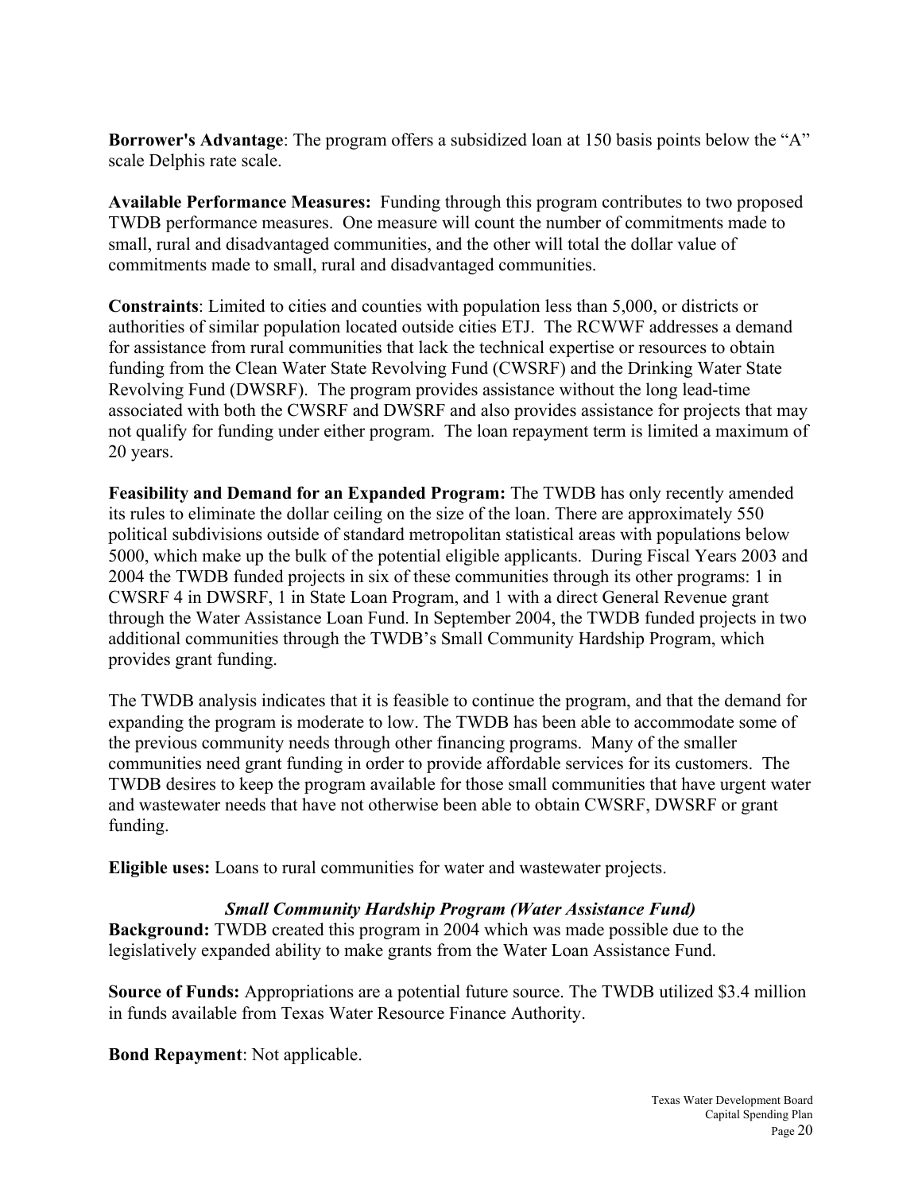**Borrower's Advantage**: The program offers a subsidized loan at 150 basis points below the "A" scale Delphis rate scale.

**Available Performance Measures:** Funding through this program contributes to two proposed TWDB performance measures. One measure will count the number of commitments made to small, rural and disadvantaged communities, and the other will total the dollar value of commitments made to small, rural and disadvantaged communities.

**Constraints**: Limited to cities and counties with population less than 5,000, or districts or authorities of similar population located outside cities ETJ. The RCWWF addresses a demand for assistance from rural communities that lack the technical expertise or resources to obtain funding from the Clean Water State Revolving Fund (CWSRF) and the Drinking Water State Revolving Fund (DWSRF). The program provides assistance without the long lead-time associated with both the CWSRF and DWSRF and also provides assistance for projects that may not qualify for funding under either program. The loan repayment term is limited a maximum of 20 years.

**Feasibility and Demand for an Expanded Program:** The TWDB has only recently amended its rules to eliminate the dollar ceiling on the size of the loan. There are approximately 550 political subdivisions outside of standard metropolitan statistical areas with populations below 5000, which make up the bulk of the potential eligible applicants. During Fiscal Years 2003 and 2004 the TWDB funded projects in six of these communities through its other programs: 1 in CWSRF 4 in DWSRF, 1 in State Loan Program, and 1 with a direct General Revenue grant through the Water Assistance Loan Fund. In September 2004, the TWDB funded projects in two additional communities through the TWDB's Small Community Hardship Program, which provides grant funding.

The TWDB analysis indicates that it is feasible to continue the program, and that the demand for expanding the program is moderate to low. The TWDB has been able to accommodate some of the previous community needs through other financing programs. Many of the smaller communities need grant funding in order to provide affordable services for its customers. The TWDB desires to keep the program available for those small communities that have urgent water and wastewater needs that have not otherwise been able to obtain CWSRF, DWSRF or grant funding.

**Eligible uses:** Loans to rural communities for water and wastewater projects.

### *Small Community Hardship Program (Water Assistance Fund)*

**Background:** TWDB created this program in 2004 which was made possible due to the legislatively expanded ability to make grants from the Water Loan Assistance Fund.

**Source of Funds:** Appropriations are a potential future source. The TWDB utilized $3.4 million in funds available from Texas Water Resource Finance Authority.

**Bond Repayment**: Not applicable.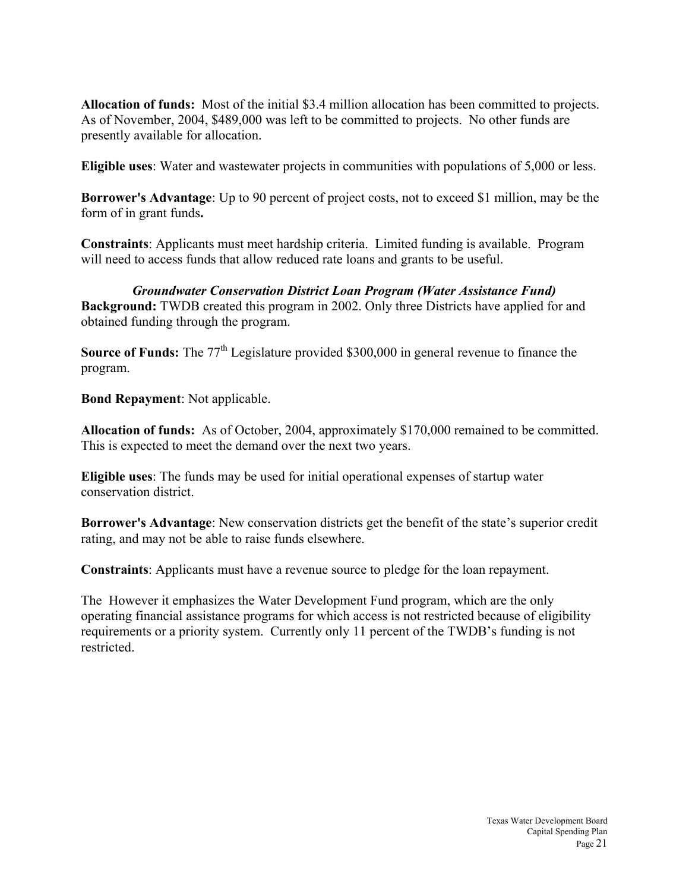**Allocation of funds:** Most of the initial $3.4 million allocation has been committed to projects. As of November, 2004, $489,000 was left to be committed to projects. No other funds are presently available for allocation.

**Eligible uses**: Water and wastewater projects in communities with populations of 5,000 or less.

**Borrower's Advantage**: Up to 90 percent of project costs, not to exceed $1 million, may be the form of in grant funds**.**

**Constraints**: Applicants must meet hardship criteria. Limited funding is available. Program will need to access funds that allow reduced rate loans and grants to be useful.

***Groundwater Conservation District Loan Program (Water Assistance Fund)***

**Background:** TWDB created this program in 2002. Only three Districts have applied for and obtained funding through the program.

**Source of Funds:** The 77th Legislature provided $300,000 in general revenue to finance the program.

**Bond Repayment**: Not applicable.

**Allocation of funds:** As of October, 2004, approximately $170,000 remained to be committed. This is expected to meet the demand over the next two years.

**Eligible uses**: The funds may be used for initial operational expenses of startup water conservation district.

**Borrower's Advantage**: New conservation districts get the benefit of the state's superior credit rating, and may not be able to raise funds elsewhere.

**Constraints**: Applicants must have a revenue source to pledge for the loan repayment.

The However it emphasizes the Water Development Fund program, which are the only operating financial assistance programs for which access is not restricted because of eligibility requirements or a priority system. Currently only 11 percent of the TWDB's funding is not restricted.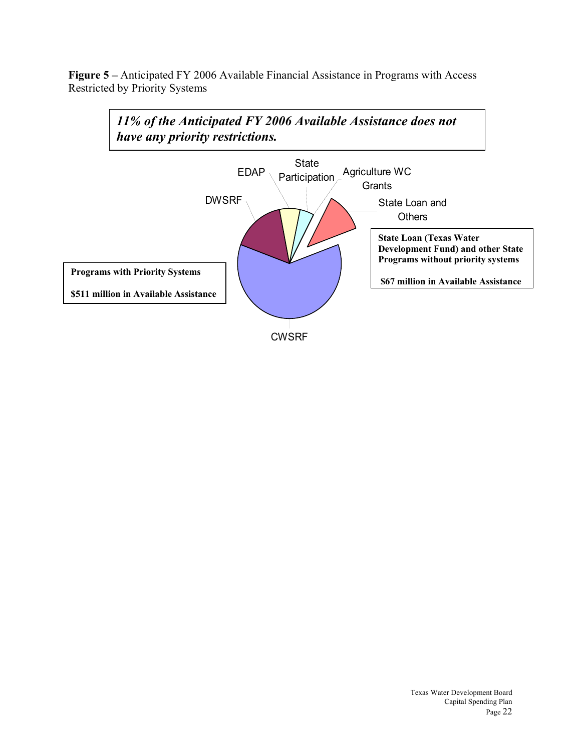**Figure 5 –** Anticipated FY 2006 Available Financial Assistance in Programs with Access Restricted by Priority Systems

***11% of the Anticipated FY 2006 Available Assistance does not have any priority restrictions.***

EDAP

State Participation

Agriculture WC Grants

DWSRF

State Loan and Others

**State Loan (Texas Water Development Fund) and other State Programs without priority systems**

**$67 million in Available Assistance**

**Programs with Priority Systems**

**$511 million in Available Assistance**

CWSRF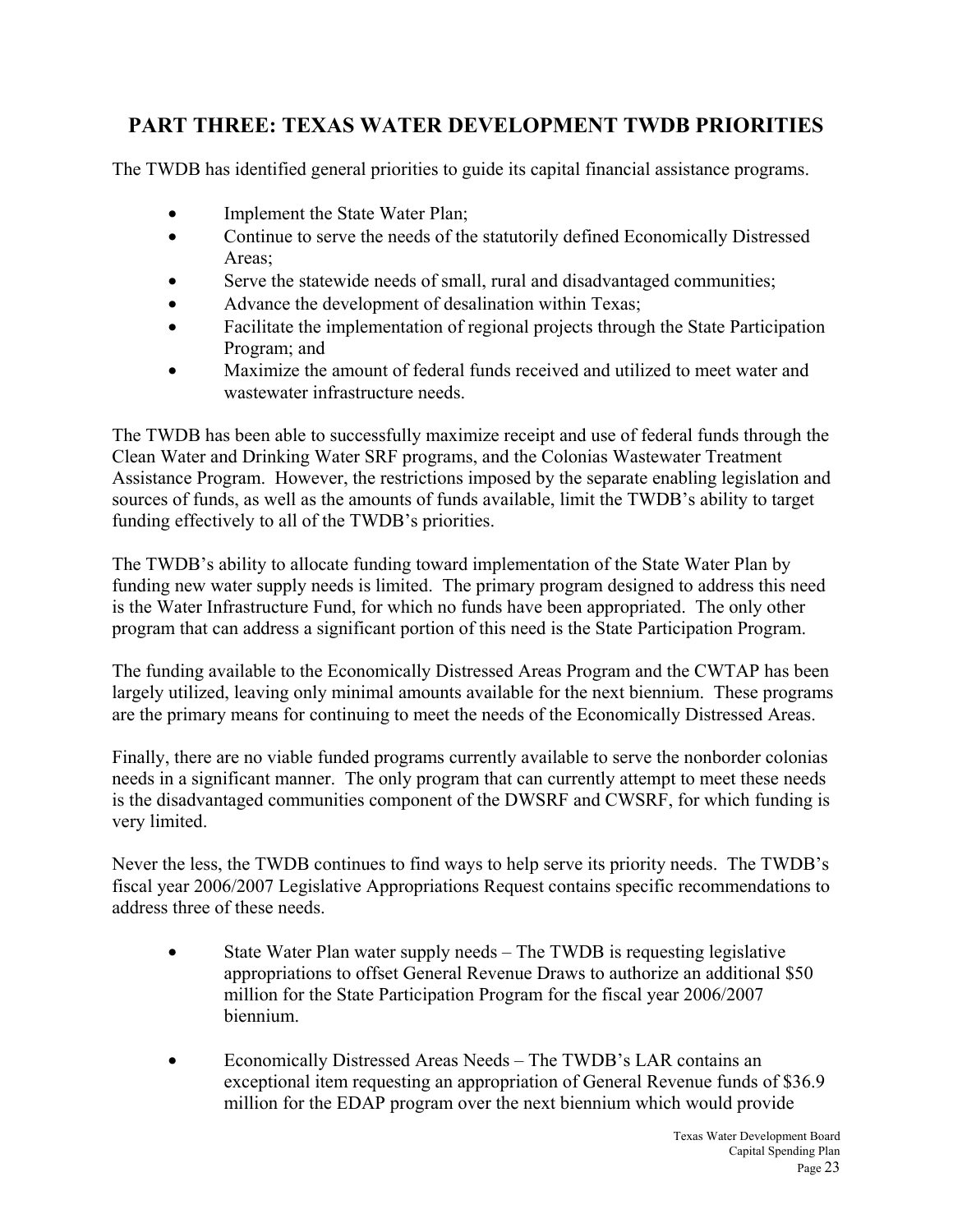## PART THREE: TEXAS WATER DEVELOPMENT TWDB PRIORITIES

The TWDB has identified general priorities to guide its capital financial assistance programs.

- Implement the State Water Plan;
- Continue to serve the needs of the statutorily defined Economically Distressed Areas;
- Serve the statewide needs of small, rural and disadvantaged communities;
- Advance the development of desalination within Texas;
- Facilitate the implementation of regional projects through the State Participation Program; and
- Maximize the amount of federal funds received and utilized to meet water and wastewater infrastructure needs.

The TWDB has been able to successfully maximize receipt and use of federal funds through the Clean Water and Drinking Water SRF programs, and the Colonias Wastewater Treatment Assistance Program. However, the restrictions imposed by the separate enabling legislation and sources of funds, as well as the amounts of funds available, limit the TWDB's ability to target funding effectively to all of the TWDB's priorities.

The TWDB's ability to allocate funding toward implementation of the State Water Plan by funding new water supply needs is limited. The primary program designed to address this need is the Water Infrastructure Fund, for which no funds have been appropriated. The only other program that can address a significant portion of this need is the State Participation Program.

The funding available to the Economically Distressed Areas Program and the CWTAP has been largely utilized, leaving only minimal amounts available for the next biennium. These programs are the primary means for continuing to meet the needs of the Economically Distressed Areas.

Finally, there are no viable funded programs currently available to serve the nonborder colonias needs in a significant manner. The only program that can currently attempt to meet these needs is the disadvantaged communities component of the DWSRF and CWSRF, for which funding is very limited.

Never the less, the TWDB continues to find ways to help serve its priority needs. The TWDB's fiscal year 2006/2007 Legislative Appropriations Request contains specific recommendations to address three of these needs.

- State Water Plan water supply needs – The TWDB is requesting legislative appropriations to offset General Revenue Draws to authorize an additional $50 million for the State Participation Program for the fiscal year 2006/2007 biennium.

- Economically Distressed Areas Needs – The TWDB's LAR contains an exceptional item requesting an appropriation of General Revenue funds of $36.9 million for the EDAP program over the next biennium which would provide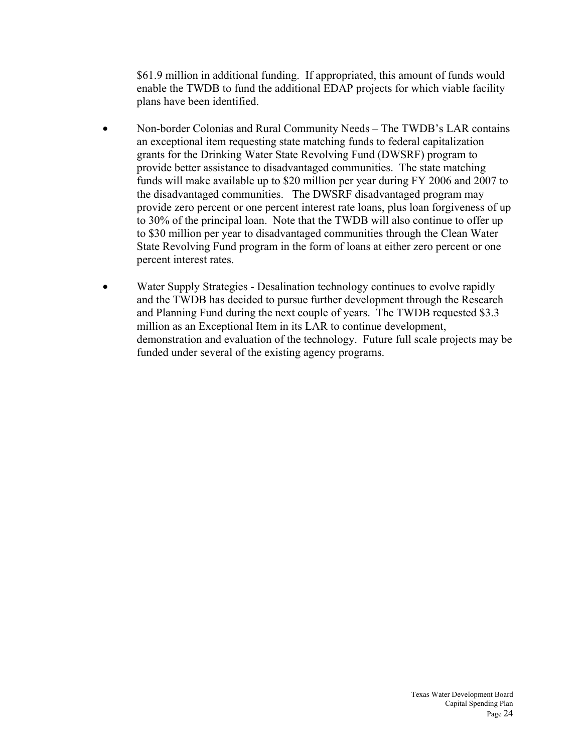$61.9 million in additional funding. If appropriated, this amount of funds would enable the TWDB to fund the additional EDAP projects for which viable facility plans have been identified.

- Non-border Colonias and Rural Community Needs – The TWDB's LAR contains an exceptional item requesting state matching funds to federal capitalization grants for the Drinking Water State Revolving Fund (DWSRF) program to provide better assistance to disadvantaged communities. The state matching funds will make available up to $20 million per year during FY 2006 and 2007 to the disadvantaged communities. The DWSRF disadvantaged program may provide zero percent or one percent interest rate loans, plus loan forgiveness of up to 30% of the principal loan. Note that the TWDB will also continue to offer up to $30 million per year to disadvantaged communities through the Clean Water State Revolving Fund program in the form of loans at either zero percent or one percent interest rates.

- Water Supply Strategies - Desalination technology continues to evolve rapidly and the TWDB has decided to pursue further development through the Research and Planning Fund during the next couple of years. The TWDB requested $3.3 million as an Exceptional Item in its LAR to continue development, demonstration and evaluation of the technology. Future full scale projects may be funded under several of the existing agency programs.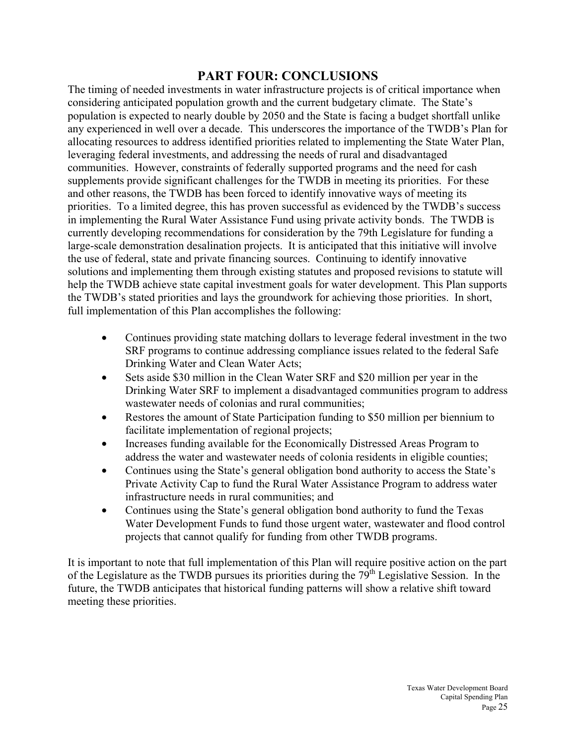# PART FOUR: CONCLUSIONS

The timing of needed investments in water infrastructure projects is of critical importance when considering anticipated population growth and the current budgetary climate. The State's population is expected to nearly double by 2050 and the State is facing a budget shortfall unlike any experienced in well over a decade. This underscores the importance of the TWDB's Plan for allocating resources to address identified priorities related to implementing the State Water Plan, leveraging federal investments, and addressing the needs of rural and disadvantaged communities. However, constraints of federally supported programs and the need for cash supplements provide significant challenges for the TWDB in meeting its priorities. For these and other reasons, the TWDB has been forced to identify innovative ways of meeting its priorities. To a limited degree, this has proven successful as evidenced by the TWDB's success in implementing the Rural Water Assistance Fund using private activity bonds. The TWDB is currently developing recommendations for consideration by the 79th Legislature for funding a large-scale demonstration desalination projects. It is anticipated that this initiative will involve the use of federal, state and private financing sources. Continuing to identify innovative solutions and implementing them through existing statutes and proposed revisions to statute will help the TWDB achieve state capital investment goals for water development. This Plan supports the TWDB's stated priorities and lays the groundwork for achieving those priorities. In short, full implementation of this Plan accomplishes the following:

- Continues providing state matching dollars to leverage federal investment in the two SRF programs to continue addressing compliance issues related to the federal Safe Drinking Water and Clean Water Acts;
- Sets aside $30 million in the Clean Water SRF and $20 million per year in the Drinking Water SRF to implement a disadvantaged communities program to address wastewater needs of colonias and rural communities;
- Restores the amount of State Participation funding to $50 million per biennium to facilitate implementation of regional projects;
- Increases funding available for the Economically Distressed Areas Program to address the water and wastewater needs of colonia residents in eligible counties;
- Continues using the State's general obligation bond authority to access the State's Private Activity Cap to fund the Rural Water Assistance Program to address water infrastructure needs in rural communities; and
- Continues using the State's general obligation bond authority to fund the Texas Water Development Funds to fund those urgent water, wastewater and flood control projects that cannot qualify for funding from other TWDB programs.

It is important to note that full implementation of this Plan will require positive action on the part of the Legislature as the TWDB pursues its priorities during the 79th Legislative Session. In the future, the TWDB anticipates that historical funding patterns will show a relative shift toward meeting these priorities.